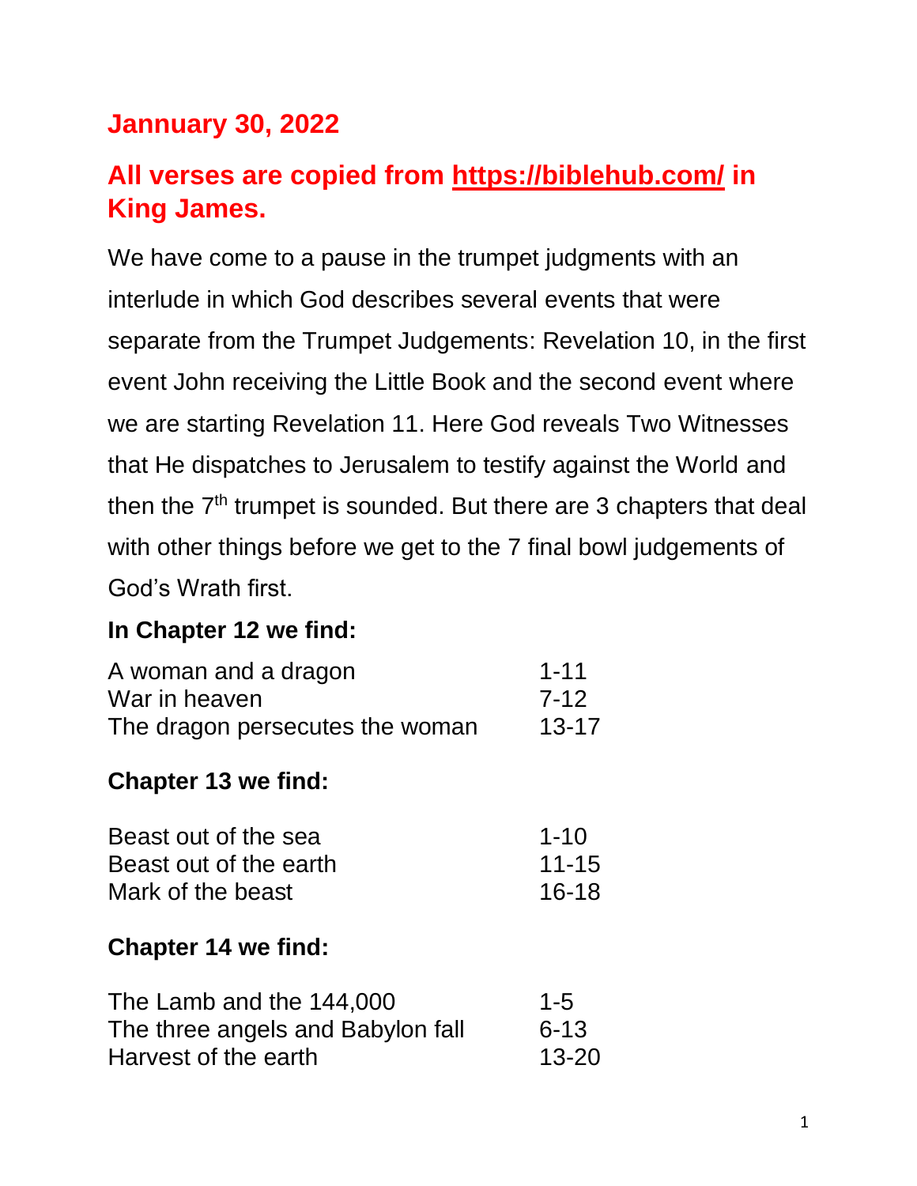## Jannuary 30, 2022

## All verses are copied from https://biblehub.com/ in King James.

We have come to a pause in the trumpet judgments with an interlude in which God describes several events that were separate from the Trumpet Judgements: Revelation 10, in the first event John receiving the Little Book and the second event where we are starting Revelation 11. Here God reveals Two Witnesses that He dispatches to Jerusalem to testify against the World and then the 7th trumpet is sounded. But there are 3 chapters that deal with other things before we get to the 7 final bowl judgements of God's Wrath first.

**In Chapter 12 we find:**

| | |
|---|---|
| A woman and a dragon | 1-11 |
| War in heaven | 7-12 |
| The dragon persecutes the woman | 13-17 |

**Chapter 13 we find:**

| | |
|---|---|
| Beast out of the sea | 1-10 |
| Beast out of the earth | 11-15 |
| Mark of the beast | 16-18 |

**Chapter 14 we find:**

| | |
|---|---|
| The Lamb and the 144,000 | 1-5 |
| The three angels and Babylon fall | 6-13 |
| Harvest of the earth | 13-20 |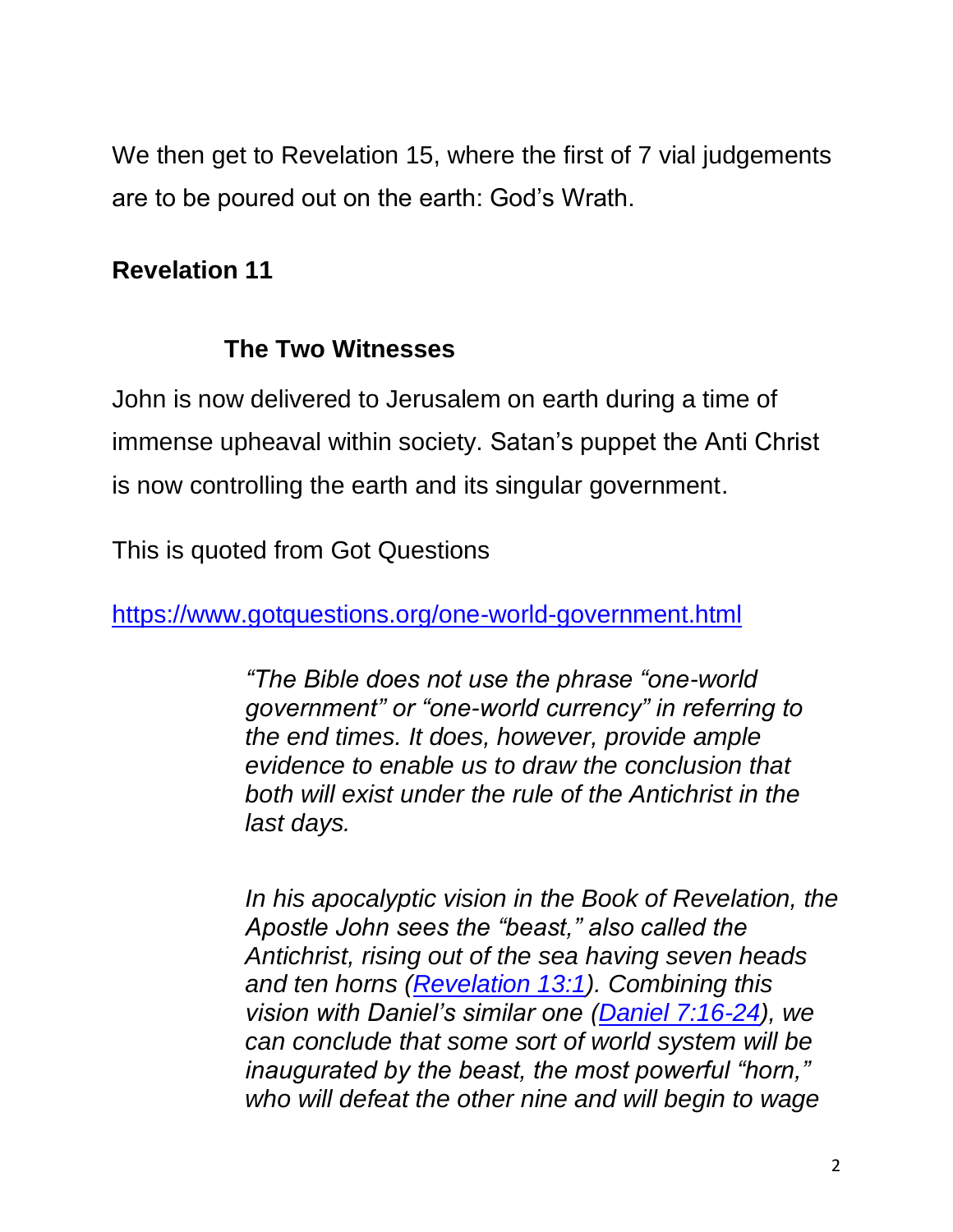We then get to Revelation 15, where the first of 7 vial judgements are to be poured out on the earth: God's Wrath.

**Revelation 11**

**The Two Witnesses**

John is now delivered to Jerusalem on earth during a time of immense upheaval within society. Satan's puppet the Anti Christ is now controlling the earth and its singular government.

This is quoted from Got Questions

https://www.gotquestions.org/one-world-government.html

> *"The Bible does not use the phrase "one-world government" or "one-world currency" in referring to the end times. It does, however, provide ample evidence to enable us to draw the conclusion that both will exist under the rule of the Antichrist in the last days.*
>
> *In his apocalyptic vision in the Book of Revelation, the Apostle John sees the "beast," also called the Antichrist, rising out of the sea having seven heads and ten horns ([Revelation 13:1](Revelation 13:1)). Combining this vision with Daniel's similar one ([Daniel 7:16-24](Daniel 7:16-24)), we can conclude that some sort of world system will be inaugurated by the beast, the most powerful "horn," who will defeat the other nine and will begin to wage*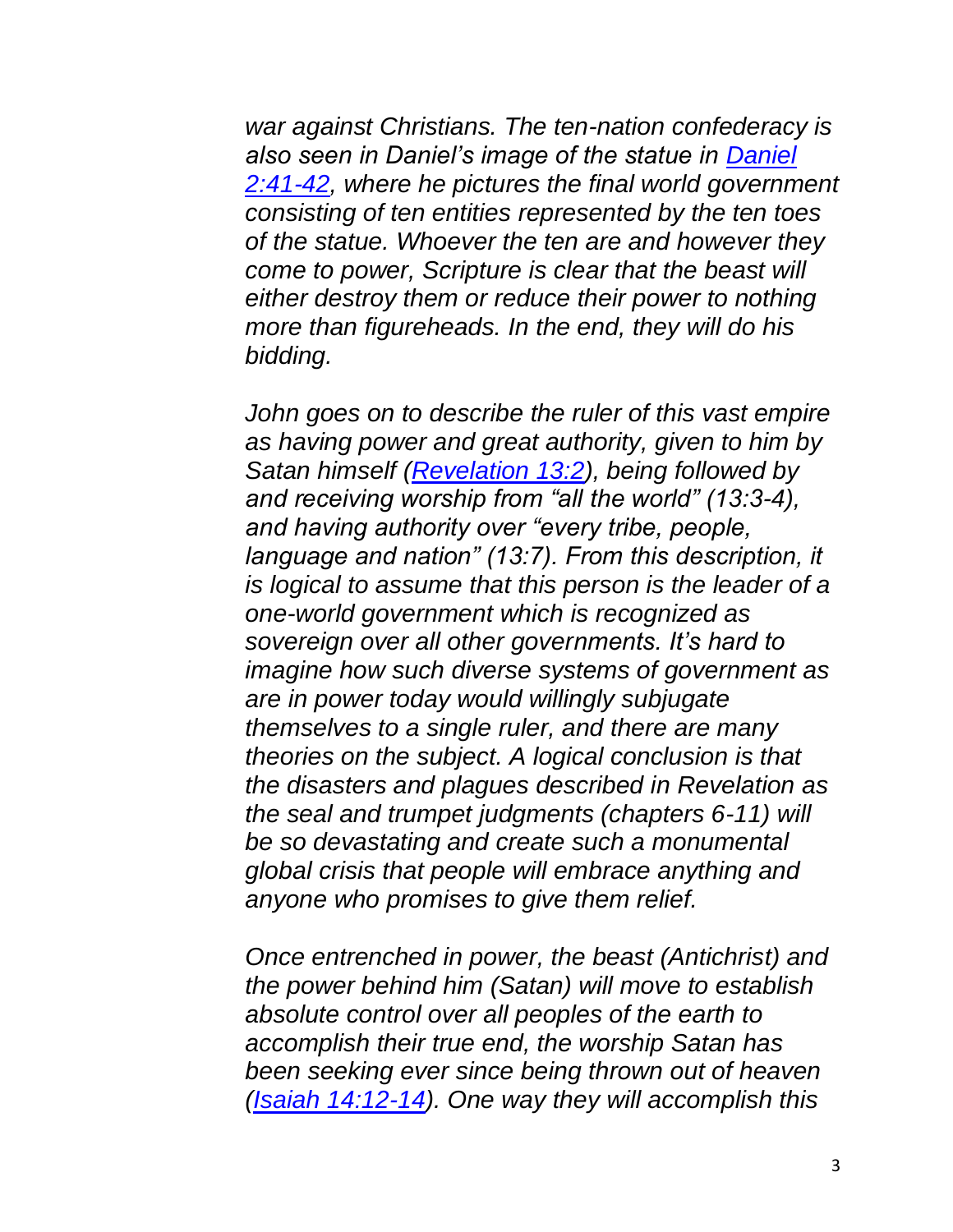*war against Christians. The ten-nation confederacy is also seen in Daniel's image of the statue in [Daniel 2:41-42](), where he pictures the final world government consisting of ten entities represented by the ten toes of the statue. Whoever the ten are and however they come to power, Scripture is clear that the beast will either destroy them or reduce their power to nothing more than figureheads. In the end, they will do his bidding.*

*John goes on to describe the ruler of this vast empire as having power and great authority, given to him by Satan himself ([Revelation 13:2]()), being followed by and receiving worship from "all the world" (13:3-4), and having authority over "every tribe, people, language and nation" (13:7). From this description, it is logical to assume that this person is the leader of a one-world government which is recognized as sovereign over all other governments. It's hard to imagine how such diverse systems of government as are in power today would willingly subjugate themselves to a single ruler, and there are many theories on the subject. A logical conclusion is that the disasters and plagues described in Revelation as the seal and trumpet judgments (chapters 6-11) will be so devastating and create such a monumental global crisis that people will embrace anything and anyone who promises to give them relief.*

*Once entrenched in power, the beast (Antichrist) and the power behind him (Satan) will move to establish absolute control over all peoples of the earth to accomplish their true end, the worship Satan has been seeking ever since being thrown out of heaven ([Isaiah 14:12-14]()). One way they will accomplish this*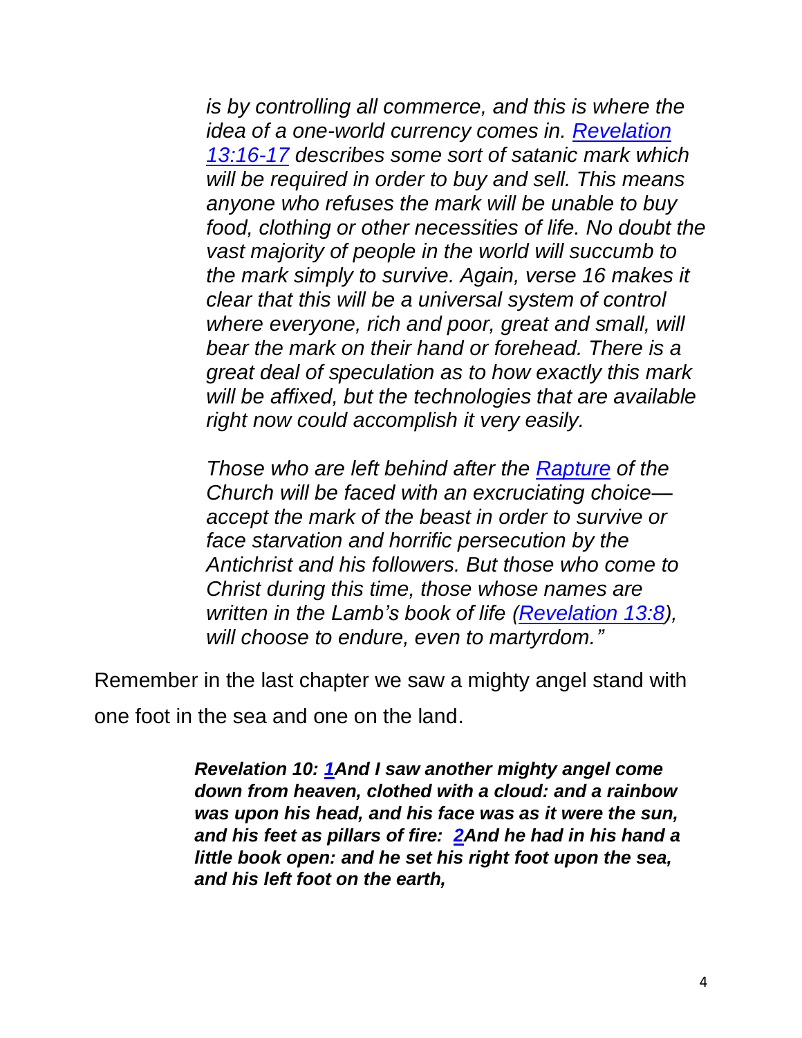> *is by controlling all commerce, and this is where the idea of a one-world currency comes in. Revelation 13:16-17 describes some sort of satanic mark which will be required in order to buy and sell. This means anyone who refuses the mark will be unable to buy food, clothing or other necessities of life. No doubt the vast majority of people in the world will succumb to the mark simply to survive. Again, verse 16 makes it clear that this will be a universal system of control where everyone, rich and poor, great and small, will bear the mark on their hand or forehead. There is a great deal of speculation as to how exactly this mark will be affixed, but the technologies that are available right now could accomplish it very easily.*
>
> *Those who are left behind after the Rapture of the Church will be faced with an excruciating choice—accept the mark of the beast in order to survive or face starvation and horrific persecution by the Antichrist and his followers. But those who come to Christ during this time, those whose names are written in the Lamb's book of life (Revelation 13:8), will choose to endure, even to martyrdom."*

Remember in the last chapter we saw a mighty angel stand with one foot in the sea and one on the land.

> ***Revelation 10: 1And I saw another mighty angel come down from heaven, clothed with a cloud: and a rainbow was upon his head, and his face was as it were the sun, and his feet as pillars of fire: 2And he had in his hand a little book open: and he set his right foot upon the sea, and his left foot on the earth,***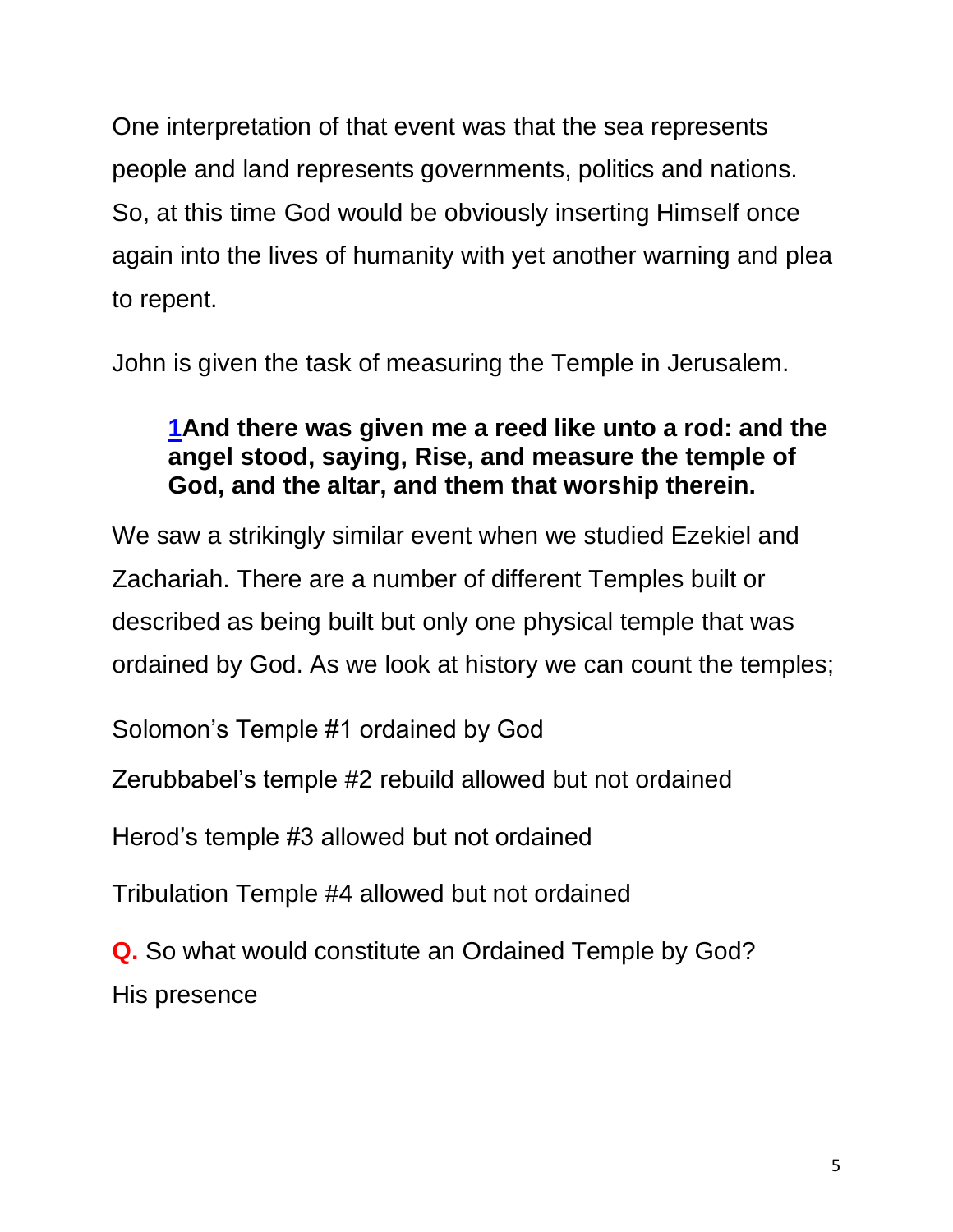One interpretation of that event was that the sea represents people and land represents governments, politics and nations. So, at this time God would be obviously inserting Himself once again into the lives of humanity with yet another warning and plea to repent.

John is given the task of measuring the Temple in Jerusalem.

> **1And there was given me a reed like unto a rod: and the angel stood, saying, Rise, and measure the temple of God, and the altar, and them that worship therein.**

We saw a strikingly similar event when we studied Ezekiel and Zachariah. There are a number of different Temples built or described as being built but only one physical temple that was ordained by God. As we look at history we can count the temples;

Solomon's Temple #1 ordained by God

Zerubbabel's temple #2 rebuild allowed but not ordained

Herod's temple #3 allowed but not ordained

Tribulation Temple #4 allowed but not ordained

**Q.** So what would constitute an Ordained Temple by God?
His presence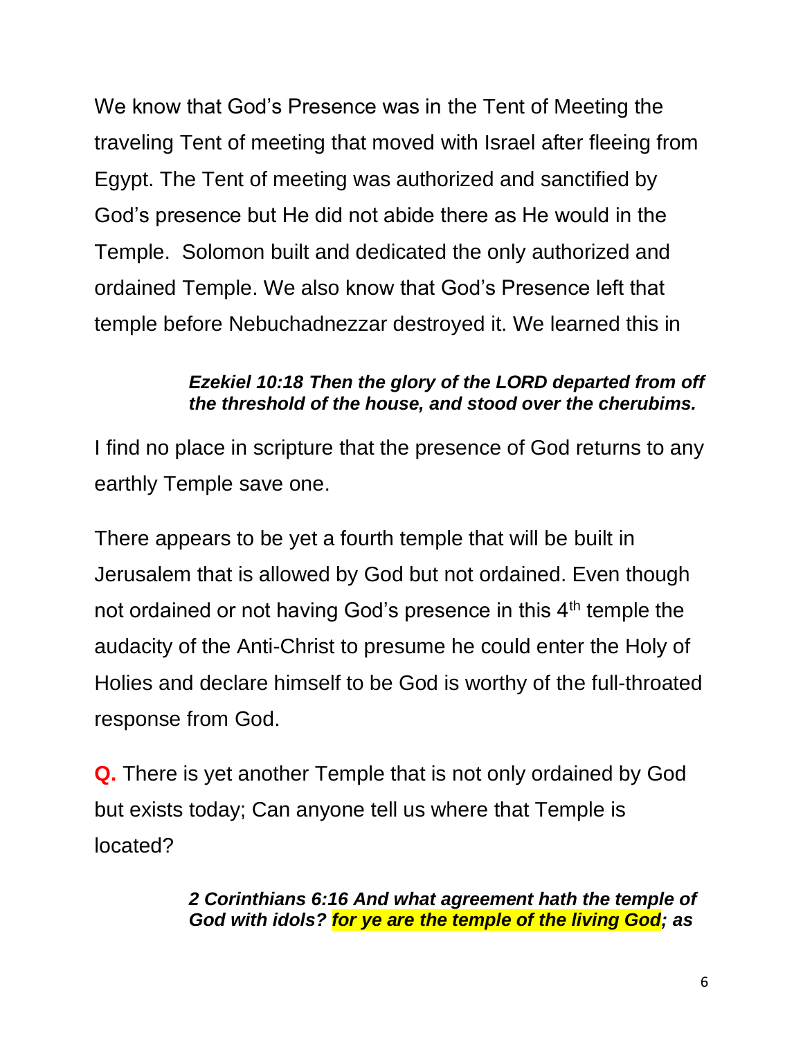We know that God's Presence was in the Tent of Meeting the traveling Tent of meeting that moved with Israel after fleeing from Egypt. The Tent of meeting was authorized and sanctified by God's presence but He did not abide there as He would in the Temple. Solomon built and dedicated the only authorized and ordained Temple. We also know that God's Presence left that temple before Nebuchadnezzar destroyed it. We learned this in

> ***Ezekiel 10:18 Then the glory of the LORD departed from off the threshold of the house, and stood over the cherubims.***

I find no place in scripture that the presence of God returns to any earthly Temple save one.

There appears to be yet a fourth temple that will be built in Jerusalem that is allowed by God but not ordained. Even though not ordained or not having God's presence in this 4th temple the audacity of the Anti-Christ to presume he could enter the Holy of Holies and declare himself to be God is worthy of the full-throated response from God.

**Q.** There is yet another Temple that is not only ordained by God but exists today; Can anyone tell us where that Temple is located?

> ***2 Corinthians 6:16 And what agreement hath the temple of God with idols? for ye are the temple of the living God; as***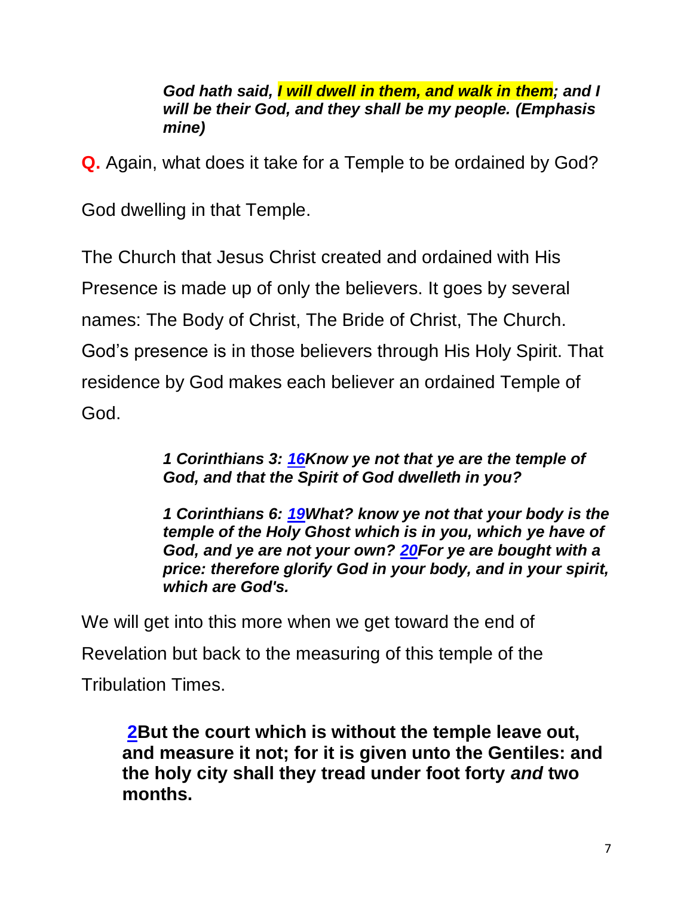> ***God hath said, I will dwell in them, and walk in them; and I will be their God, and they shall be my people. (Emphasis mine)***

**Q.** Again, what does it take for a Temple to be ordained by God?

God dwelling in that Temple.

The Church that Jesus Christ created and ordained with His Presence is made up of only the believers. It goes by several names: The Body of Christ, The Bride of Christ, The Church. God's presence is in those believers through His Holy Spirit. That residence by God makes each believer an ordained Temple of God.

> ***1 Corinthians 3: 16Know ye not that ye are the temple of God, and that the Spirit of God dwelleth in you?***
>
> ***1 Corinthians 6: 19What? know ye not that your body is the temple of the Holy Ghost which is in you, which ye have of God, and ye are not your own? 20For ye are bought with a price: therefore glorify God in your body, and in your spirit, which are God's.***

We will get into this more when we get toward the end of Revelation but back to the measuring of this temple of the Tribulation Times.

> **2But the court which is without the temple leave out, and measure it not; for it is given unto the Gentiles: and the holy city shall they tread under foot forty *and* two months.**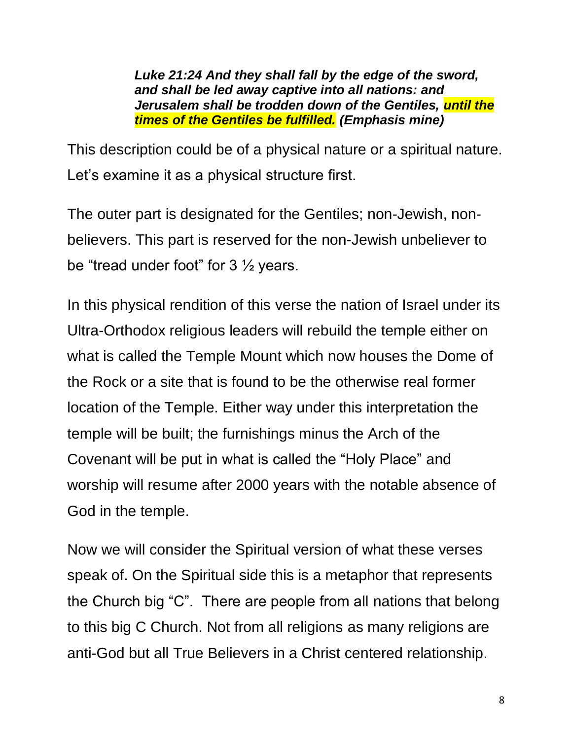> ***Luke 21:24 And they shall fall by the edge of the sword, and shall be led away captive into all nations: and Jerusalem shall be trodden down of the Gentiles, until the times of the Gentiles be fulfilled. (Emphasis mine)***

This description could be of a physical nature or a spiritual nature. Let's examine it as a physical structure first.

The outer part is designated for the Gentiles; non-Jewish, non-believers. This part is reserved for the non-Jewish unbeliever to be "tread under foot" for 3 ½ years.

In this physical rendition of this verse the nation of Israel under its Ultra-Orthodox religious leaders will rebuild the temple either on what is called the Temple Mount which now houses the Dome of the Rock or a site that is found to be the otherwise real former location of the Temple. Either way under this interpretation the temple will be built; the furnishings minus the Arch of the Covenant will be put in what is called the "Holy Place" and worship will resume after 2000 years with the notable absence of God in the temple.

Now we will consider the Spiritual version of what these verses speak of. On the Spiritual side this is a metaphor that represents the Church big "C". There are people from all nations that belong to this big C Church. Not from all religions as many religions are anti-God but all True Believers in a Christ centered relationship.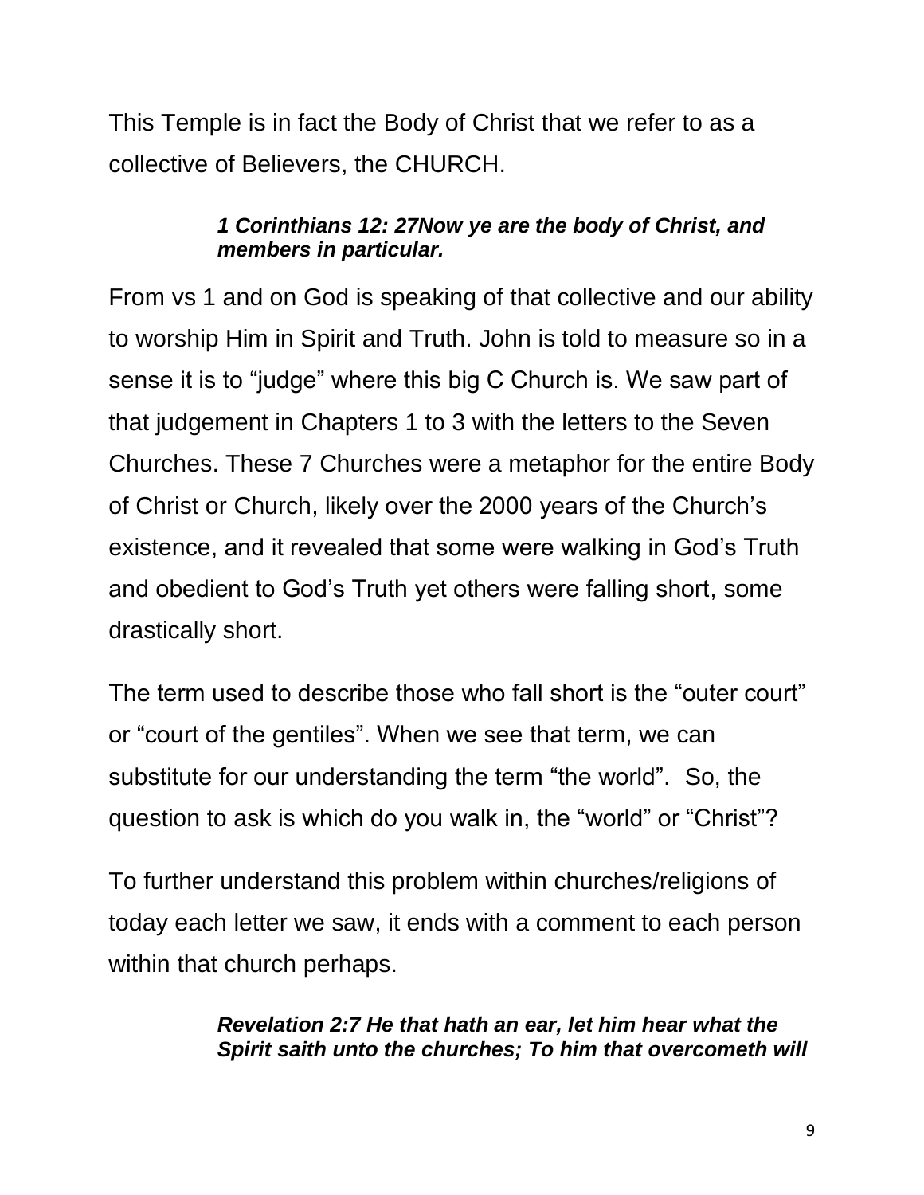This Temple is in fact the Body of Christ that we refer to as a collective of Believers, the CHURCH.

> ***1 Corinthians 12: 27Now ye are the body of Christ, and members in particular.***

From vs 1 and on God is speaking of that collective and our ability to worship Him in Spirit and Truth. John is told to measure so in a sense it is to "judge" where this big C Church is. We saw part of that judgement in Chapters 1 to 3 with the letters to the Seven Churches. These 7 Churches were a metaphor for the entire Body of Christ or Church, likely over the 2000 years of the Church's existence, and it revealed that some were walking in God's Truth and obedient to God's Truth yet others were falling short, some drastically short.

The term used to describe those who fall short is the "outer court" or "court of the gentiles". When we see that term, we can substitute for our understanding the term "the world". So, the question to ask is which do you walk in, the "world" or "Christ"?

To further understand this problem within churches/religions of today each letter we saw, it ends with a comment to each person within that church perhaps.

> ***Revelation 2:7 He that hath an ear, let him hear what the Spirit saith unto the churches; To him that overcometh will***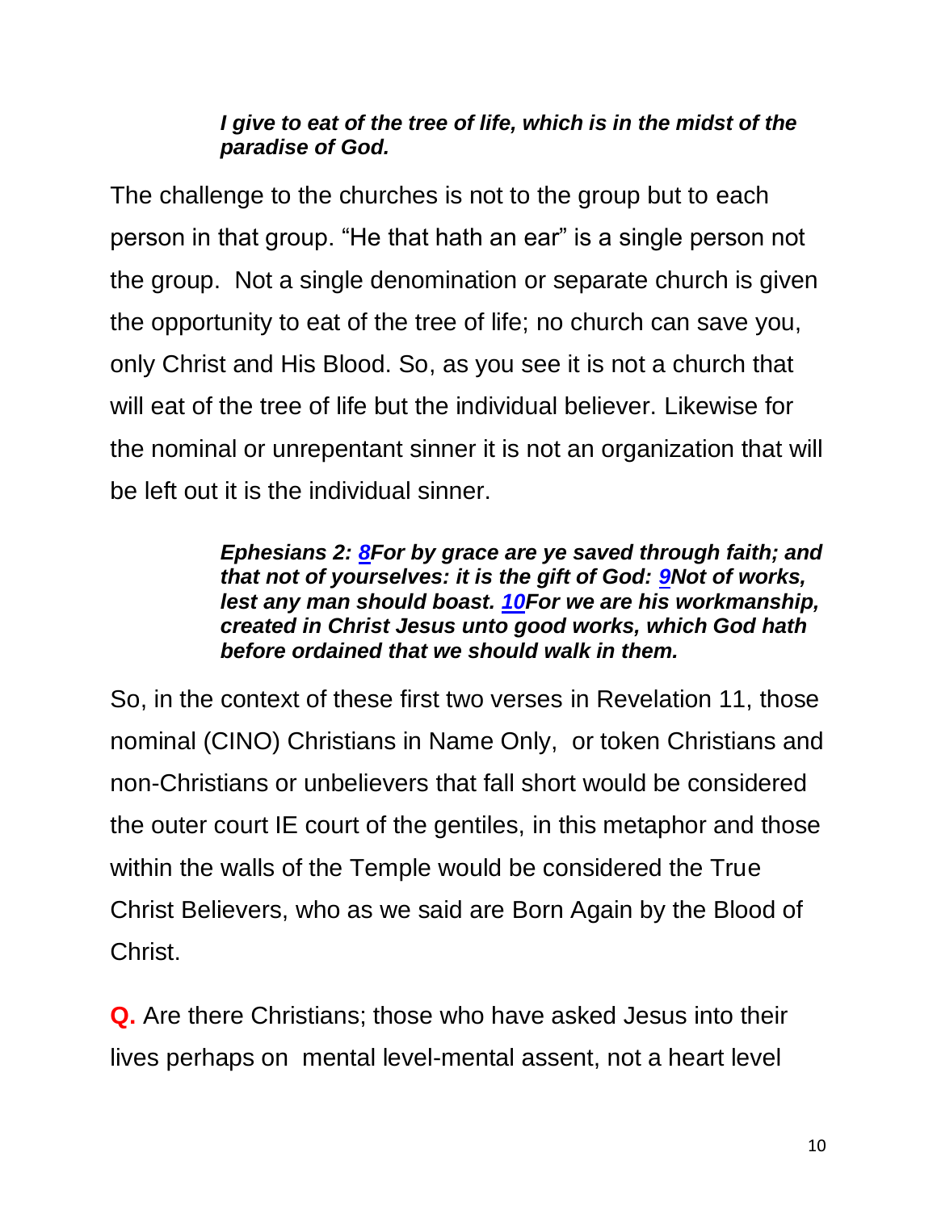> ***I give to eat of the tree of life, which is in the midst of the paradise of God.***

The challenge to the churches is not to the group but to each person in that group. "He that hath an ear" is a single person not the group. Not a single denomination or separate church is given the opportunity to eat of the tree of life; no church can save you, only Christ and His Blood. So, as you see it is not a church that will eat of the tree of life but the individual believer. Likewise for the nominal or unrepentant sinner it is not an organization that will be left out it is the individual sinner.

> ***Ephesians 2: 8For by grace are ye saved through faith; and that not of yourselves: it is the gift of God: 9Not of works, lest any man should boast. 10For we are his workmanship, created in Christ Jesus unto good works, which God hath before ordained that we should walk in them.***

So, in the context of these first two verses in Revelation 11, those nominal (CINO) Christians in Name Only, or token Christians and non-Christians or unbelievers that fall short would be considered the outer court IE court of the gentiles, in this metaphor and those within the walls of the Temple would be considered the True Christ Believers, who as we said are Born Again by the Blood of Christ.

**Q.** Are there Christians; those who have asked Jesus into their lives perhaps on mental level-mental assent, not a heart level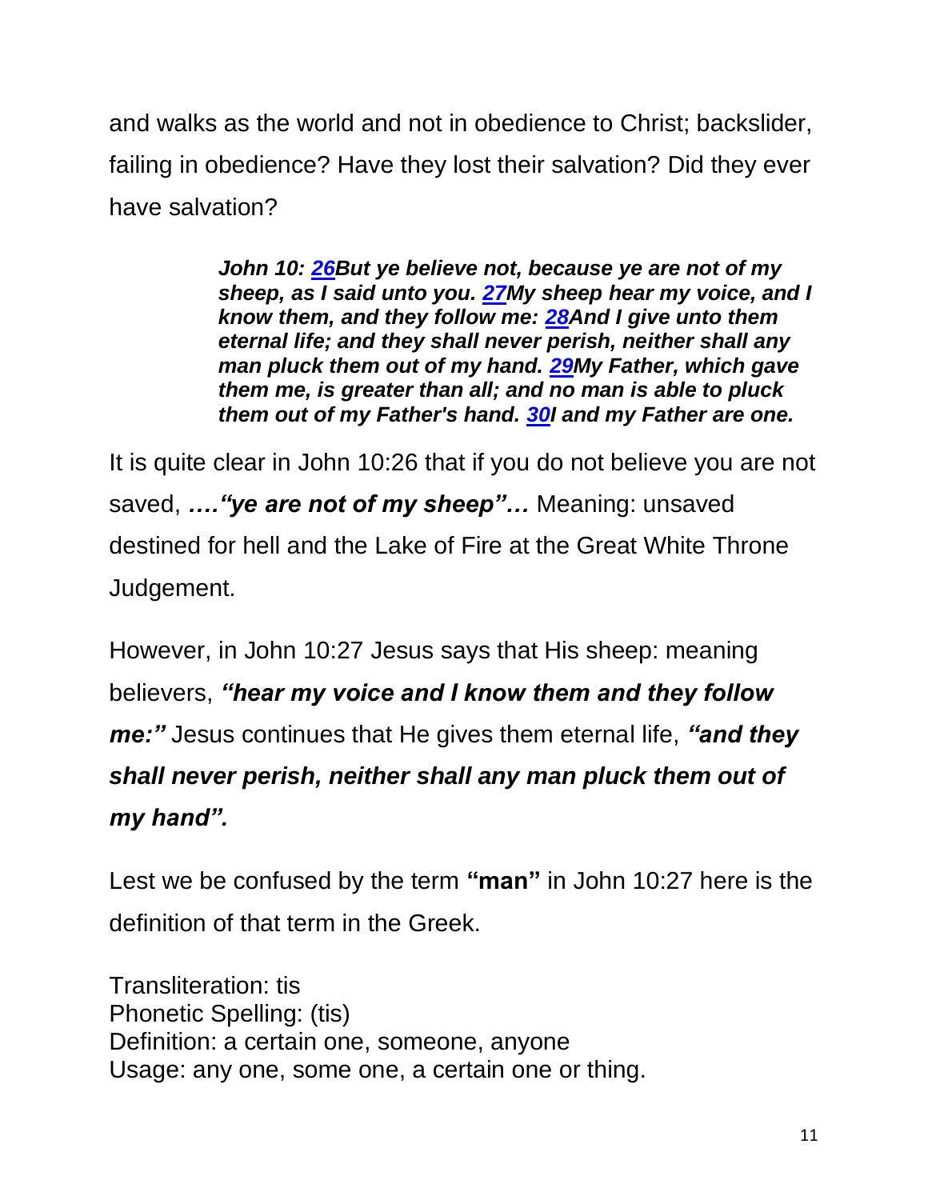and walks as the world and not in obedience to Christ; backslider, failing in obedience? Have they lost their salvation? Did they ever have salvation?

> ***John 10: 26But ye believe not, because ye are not of my sheep, as I said unto you. 27My sheep hear my voice, and I know them, and they follow me: 28And I give unto them eternal life; and they shall never perish, neither shall any man pluck them out of my hand. 29My Father, which gave them me, is greater than all; and no man is able to pluck them out of my Father's hand. 30I and my Father are one.***

It is quite clear in John 10:26 that if you do not believe you are not saved, ***…."ye are not of my sheep"…*** Meaning: unsaved destined for hell and the Lake of Fire at the Great White Throne Judgement.

However, in John 10:27 Jesus says that His sheep: meaning believers, ***"hear my voice and I know them and they follow me:"*** Jesus continues that He gives them eternal life, ***"and they shall never perish, neither shall any man pluck them out of my hand".***

Lest we be confused by the term **"man"** in John 10:27 here is the definition of that term in the Greek.

Transliteration: tis
Phonetic Spelling: (tis)
Definition: a certain one, someone, anyone
Usage: any one, some one, a certain one or thing.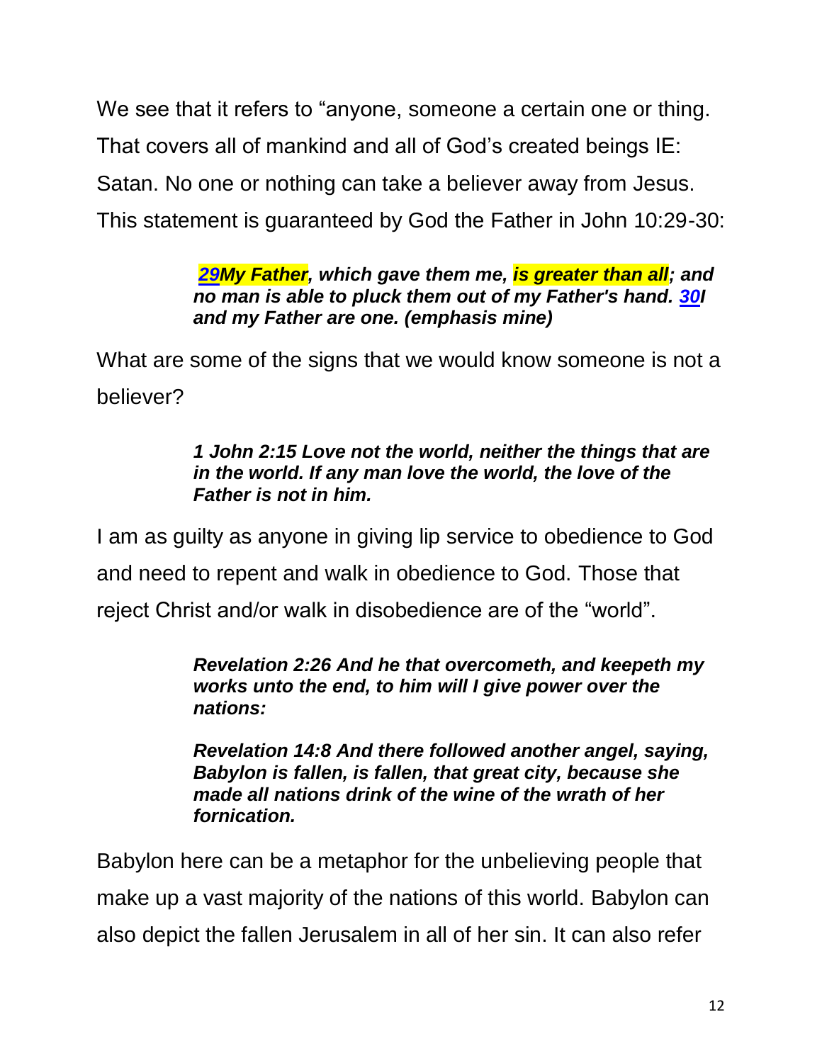We see that it refers to "anyone, someone a certain one or thing. That covers all of mankind and all of God's created beings IE: Satan. No one or nothing can take a believer away from Jesus. This statement is guaranteed by God the Father in John 10:29-30:

> ***29My Father, which gave them me, is greater than all; and no man is able to pluck them out of my Father's hand. 30I and my Father are one. (emphasis mine)***

What are some of the signs that we would know someone is not a believer?

> ***1 John 2:15 Love not the world, neither the things that are in the world. If any man love the world, the love of the Father is not in him.***

I am as guilty as anyone in giving lip service to obedience to God and need to repent and walk in obedience to God. Those that reject Christ and/or walk in disobedience are of the "world".

> ***Revelation 2:26 And he that overcometh, and keepeth my works unto the end, to him will I give power over the nations:***
>
> ***Revelation 14:8 And there followed another angel, saying, Babylon is fallen, is fallen, that great city, because she made all nations drink of the wine of the wrath of her fornication.***

Babylon here can be a metaphor for the unbelieving people that make up a vast majority of the nations of this world. Babylon can also depict the fallen Jerusalem in all of her sin. It can also refer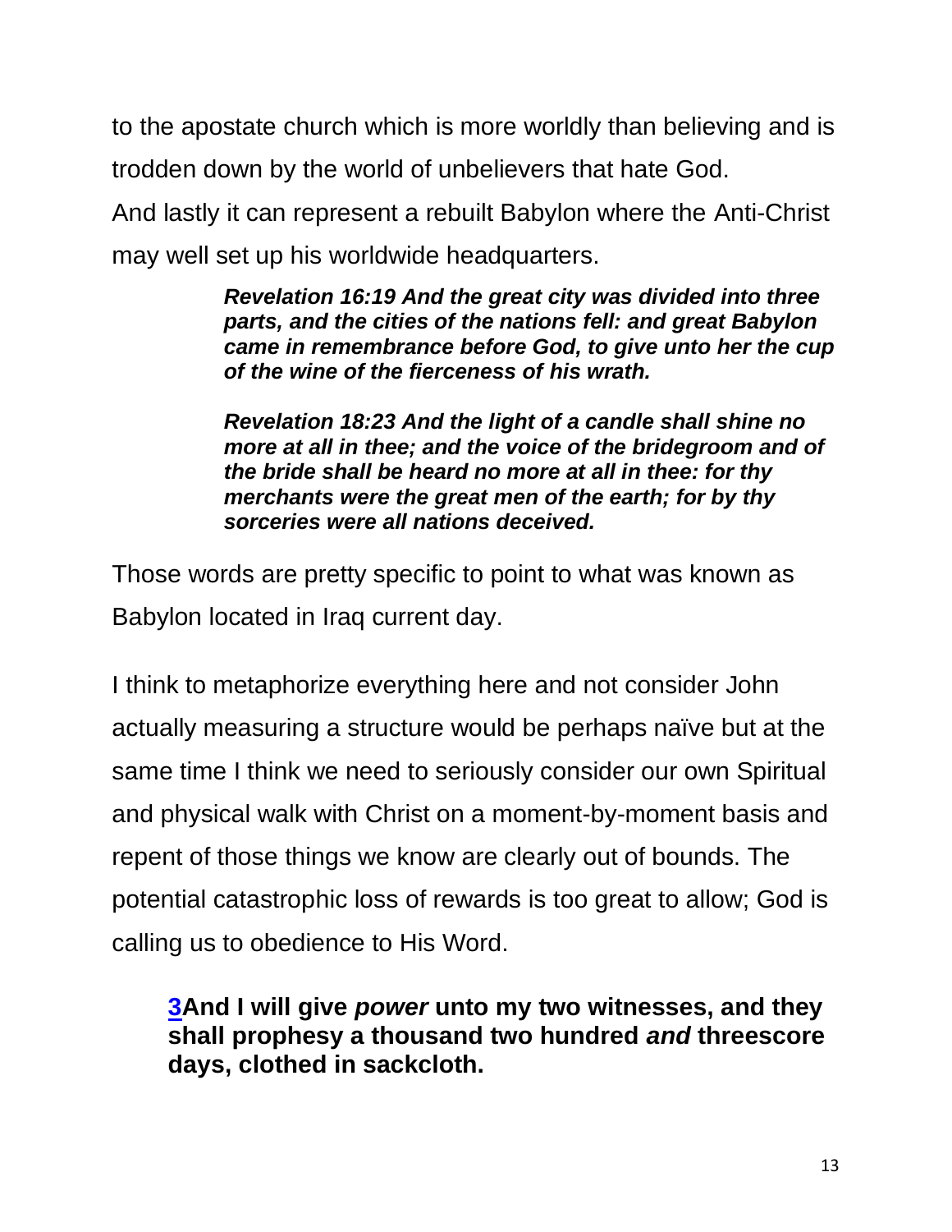to the apostate church which is more worldly than believing and is trodden down by the world of unbelievers that hate God.

And lastly it can represent a rebuilt Babylon where the Anti-Christ may well set up his worldwide headquarters.

> ***Revelation 16:19 And the great city was divided into three parts, and the cities of the nations fell: and great Babylon came in remembrance before God, to give unto her the cup of the wine of the fierceness of his wrath.***
>
> ***Revelation 18:23 And the light of a candle shall shine no more at all in thee; and the voice of the bridegroom and of the bride shall be heard no more at all in thee: for thy merchants were the great men of the earth; for by thy sorceries were all nations deceived.***

Those words are pretty specific to point to what was known as Babylon located in Iraq current day.

I think to metaphorize everything here and not consider John actually measuring a structure would be perhaps naïve but at the same time I think we need to seriously consider our own Spiritual and physical walk with Christ on a moment-by-moment basis and repent of those things we know are clearly out of bounds. The potential catastrophic loss of rewards is too great to allow; God is calling us to obedience to His Word.

> **3And I will give *power* unto my two witnesses, and they shall prophesy a thousand two hundred *and* threescore days, clothed in sackcloth.**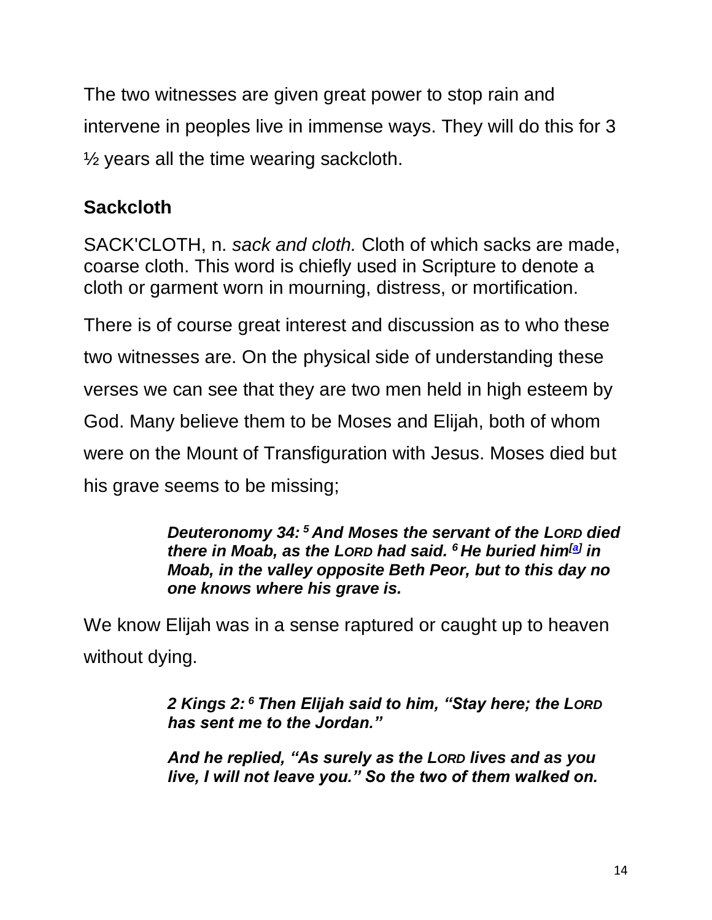The two witnesses are given great power to stop rain and intervene in peoples live in immense ways. They will do this for 3 ½ years all the time wearing sackcloth.

## Sackcloth

SACK'CLOTH, n. *sack and cloth.* Cloth of which sacks are made, coarse cloth. This word is chiefly used in Scripture to denote a cloth or garment worn in mourning, distress, or mortification.

There is of course great interest and discussion as to who these two witnesses are. On the physical side of understanding these verses we can see that they are two men held in high esteem by God. Many believe them to be Moses and Elijah, both of whom were on the Mount of Transfiguration with Jesus. Moses died but his grave seems to be missing;

> ***Deuteronomy 34: 5 And Moses the servant of the LORD died there in Moab, as the LORD had said. 6 He buried him[a] in Moab, in the valley opposite Beth Peor, but to this day no one knows where his grave is.***

We know Elijah was in a sense raptured or caught up to heaven without dying.

> ***2 Kings 2: 6 Then Elijah said to him, "Stay here; the LORD has sent me to the Jordan."***
>
> ***And he replied, "As surely as the LORD lives and as you live, I will not leave you." So the two of them walked on.***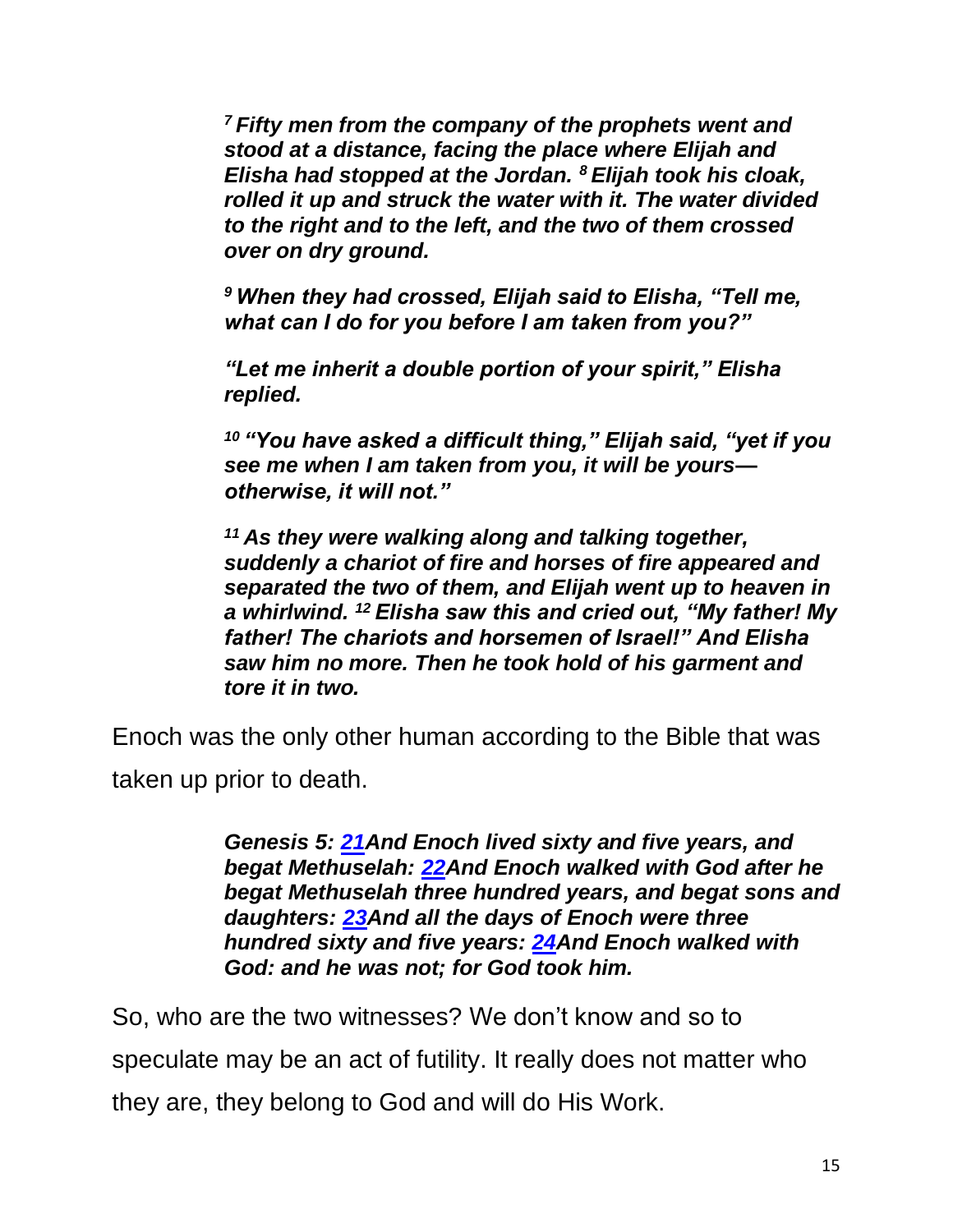> ***[7] Fifty men from the company of the prophets went and stood at a distance, facing the place where Elijah and Elisha had stopped at the Jordan. [8] Elijah took his cloak, rolled it up and struck the water with it. The water divided to the right and to the left, and the two of them crossed over on dry ground.***
>
> ***[9] When they had crossed, Elijah said to Elisha, "Tell me, what can I do for you before I am taken from you?"***
>
> ***"Let me inherit a double portion of your spirit," Elisha replied.***
>
> ***[10] "You have asked a difficult thing," Elijah said, "yet if you see me when I am taken from you, it will be yours—otherwise, it will not."***
>
> ***[11] As they were walking along and talking together, suddenly a chariot of fire and horses of fire appeared and separated the two of them, and Elijah went up to heaven in a whirlwind. [12] Elisha saw this and cried out, "My father! My father! The chariots and horsemen of Israel!" And Elisha saw him no more. Then he took hold of his garment and tore it in two.***

Enoch was the only other human according to the Bible that was taken up prior to death.

> ***Genesis 5: 21And Enoch lived sixty and five years, and begat Methuselah: 22And Enoch walked with God after he begat Methuselah three hundred years, and begat sons and daughters: 23And all the days of Enoch were three hundred sixty and five years: 24And Enoch walked with God: and he was not; for God took him.***

So, who are the two witnesses? We don't know and so to speculate may be an act of futility. It really does not matter who they are, they belong to God and will do His Work.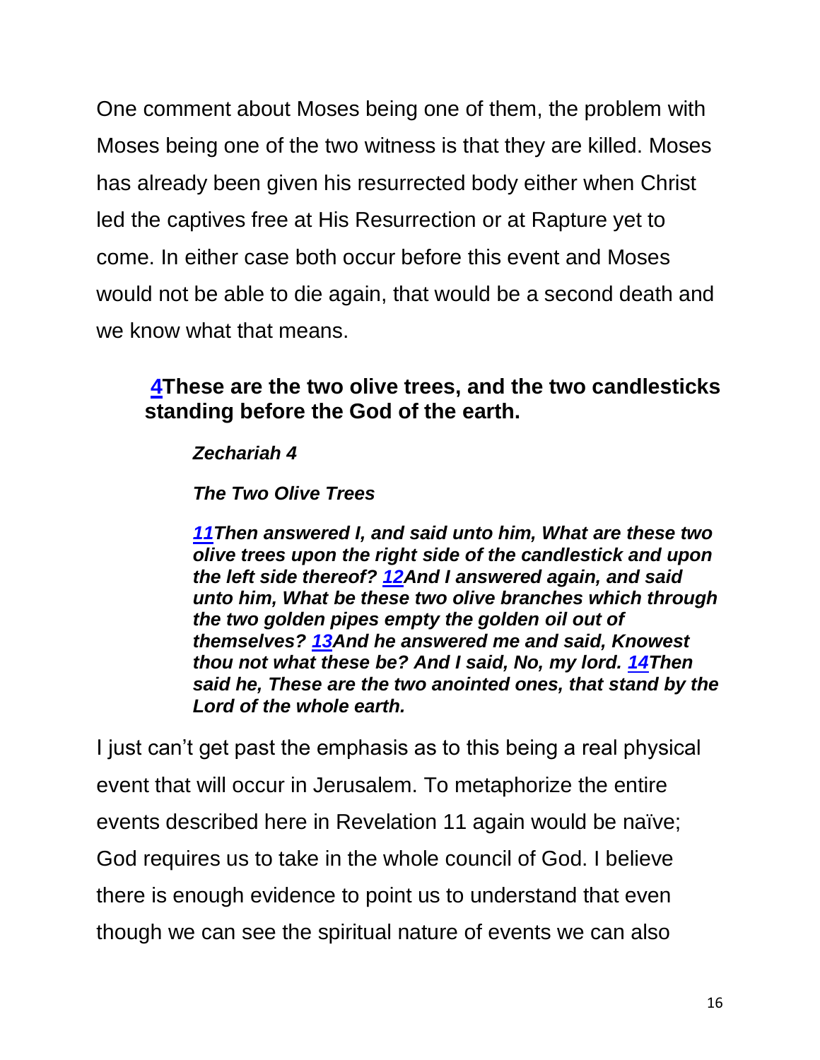One comment about Moses being one of them, the problem with Moses being one of the two witness is that they are killed. Moses has already been given his resurrected body either when Christ led the captives free at His Resurrection or at Rapture yet to come. In either case both occur before this event and Moses would not be able to die again, that would be a second death and we know what that means.

> **4These are the two olive trees, and the two candlesticks standing before the God of the earth.**
>
> > ***Zechariah 4***
> >
> > ***The Two Olive Trees***
> >
> > ***11Then answered I, and said unto him, What are these two olive trees upon the right side of the candlestick and upon the left side thereof? 12And I answered again, and said unto him, What be these two olive branches which through the two golden pipes empty the golden oil out of themselves? 13And he answered me and said, Knowest thou not what these be? And I said, No, my lord. 14Then said he, These are the two anointed ones, that stand by the Lord of the whole earth.***

I just can't get past the emphasis as to this being a real physical event that will occur in Jerusalem. To metaphorize the entire events described here in Revelation 11 again would be naïve; God requires us to take in the whole council of God. I believe there is enough evidence to point us to understand that even though we can see the spiritual nature of events we can also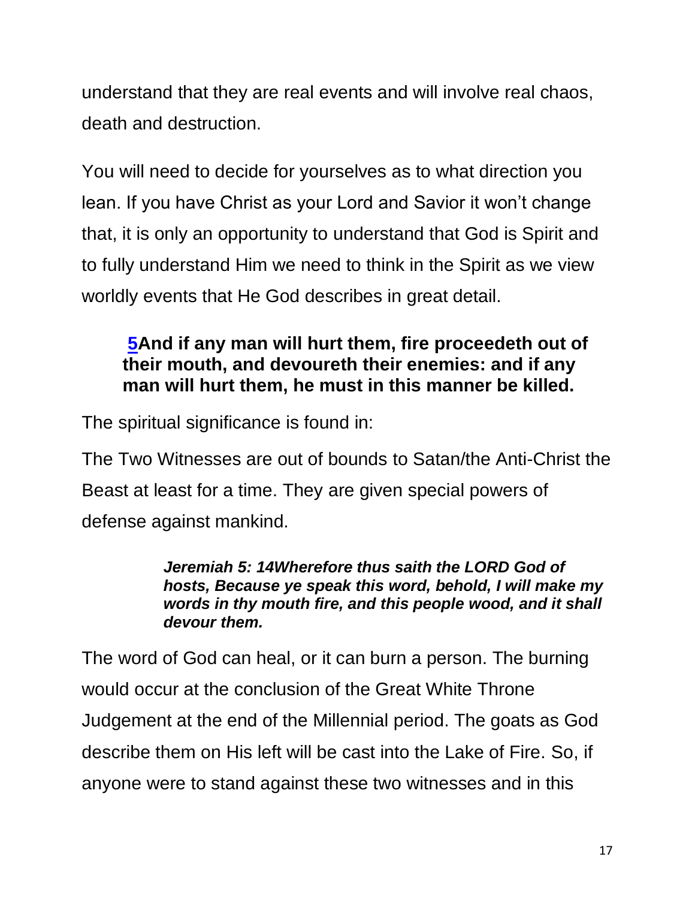understand that they are real events and will involve real chaos, death and destruction.

You will need to decide for yourselves as to what direction you lean. If you have Christ as your Lord and Savior it won't change that, it is only an opportunity to understand that God is Spirit and to fully understand Him we need to think in the Spirit as we view worldly events that He God describes in great detail.

> **5And if any man will hurt them, fire proceedeth out of their mouth, and devoureth their enemies: and if any man will hurt them, he must in this manner be killed.**

The spiritual significance is found in:

The Two Witnesses are out of bounds to Satan/the Anti-Christ the Beast at least for a time. They are given special powers of defense against mankind.

> ***Jeremiah 5: 14Wherefore thus saith the LORD God of hosts, Because ye speak this word, behold, I will make my words in thy mouth fire, and this people wood, and it shall devour them.***

The word of God can heal, or it can burn a person. The burning would occur at the conclusion of the Great White Throne Judgement at the end of the Millennial period. The goats as God describe them on His left will be cast into the Lake of Fire. So, if anyone were to stand against these two witnesses and in this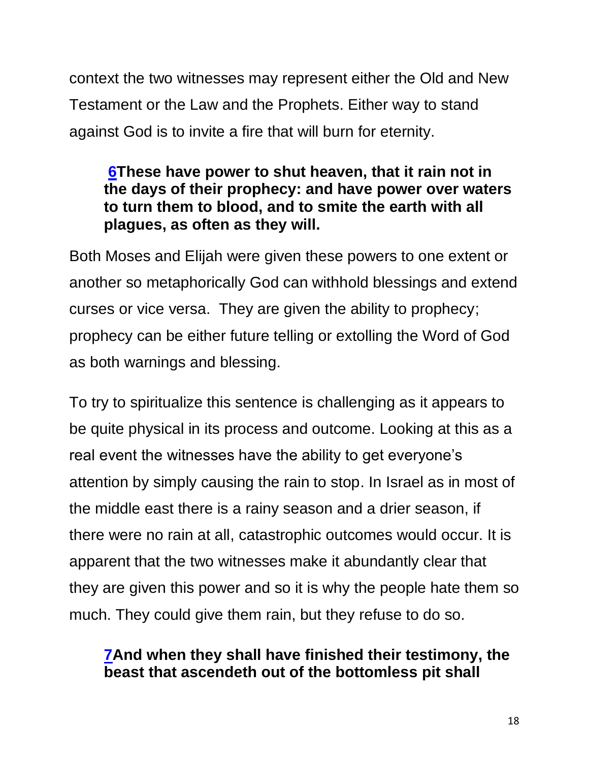context the two witnesses may represent either the Old and New Testament or the Law and the Prophets. Either way to stand against God is to invite a fire that will burn for eternity.

> **6These have power to shut heaven, that it rain not in the days of their prophecy: and have power over waters to turn them to blood, and to smite the earth with all plagues, as often as they will.**

Both Moses and Elijah were given these powers to one extent or another so metaphorically God can withhold blessings and extend curses or vice versa. They are given the ability to prophecy; prophecy can be either future telling or extolling the Word of God as both warnings and blessing.

To try to spiritualize this sentence is challenging as it appears to be quite physical in its process and outcome. Looking at this as a real event the witnesses have the ability to get everyone's attention by simply causing the rain to stop. In Israel as in most of the middle east there is a rainy season and a drier season, if there were no rain at all, catastrophic outcomes would occur. It is apparent that the two witnesses make it abundantly clear that they are given this power and so it is why the people hate them so much. They could give them rain, but they refuse to do so.

> **7And when they shall have finished their testimony, the beast that ascendeth out of the bottomless pit shall**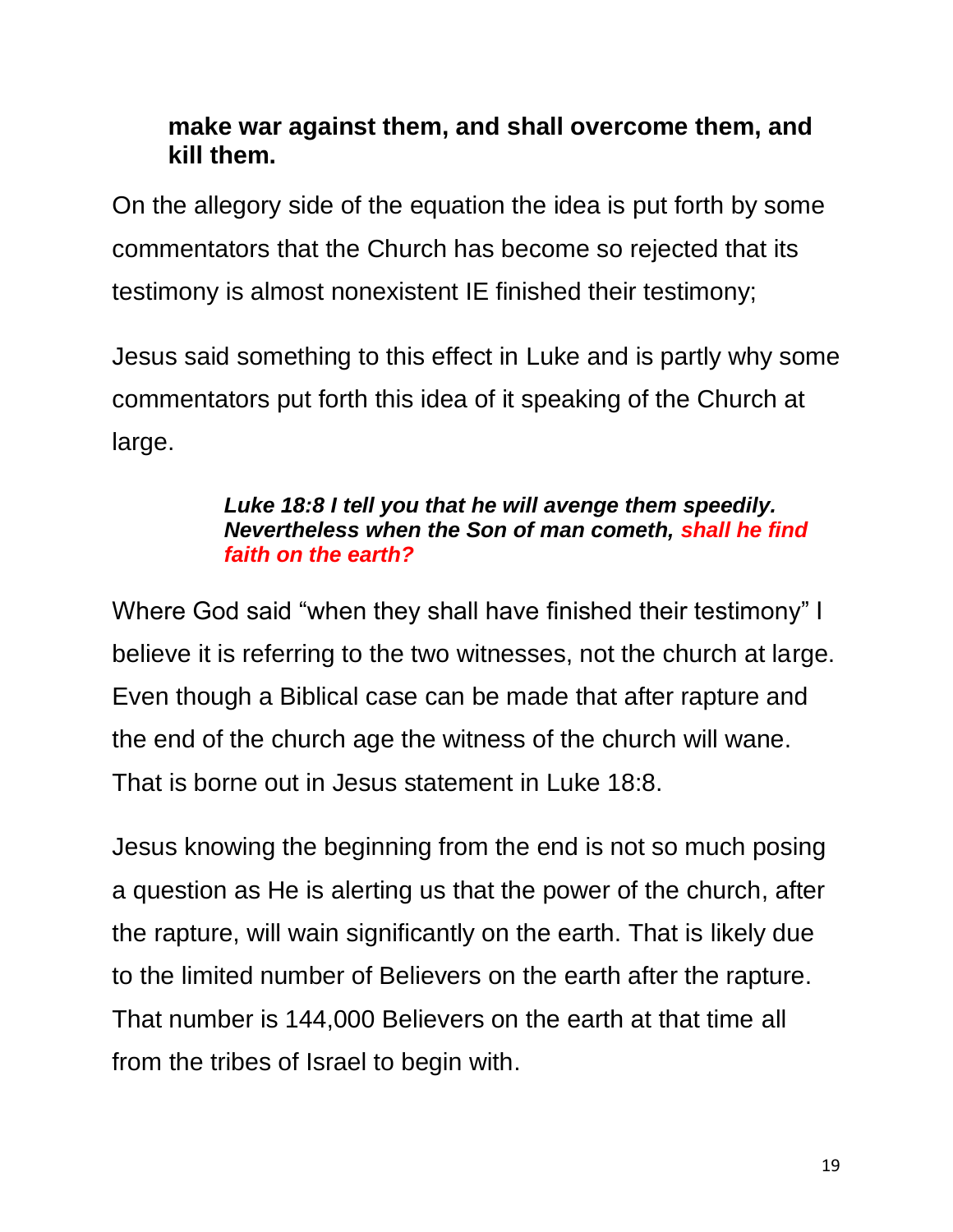**make war against them, and shall overcome them, and kill them.**

On the allegory side of the equation the idea is put forth by some commentators that the Church has become so rejected that its testimony is almost nonexistent IE finished their testimony;

Jesus said something to this effect in Luke and is partly why some commentators put forth this idea of it speaking of the Church at large.

> ***Luke 18:8 I tell you that he will avenge them speedily. Nevertheless when the Son of man cometh, shall he find faith on the earth?***

Where God said “when they shall have finished their testimony” I believe it is referring to the two witnesses, not the church at large. Even though a Biblical case can be made that after rapture and the end of the church age the witness of the church will wane. That is borne out in Jesus statement in Luke 18:8.

Jesus knowing the beginning from the end is not so much posing a question as He is alerting us that the power of the church, after the rapture, will wain significantly on the earth. That is likely due to the limited number of Believers on the earth after the rapture. That number is 144,000 Believers on the earth at that time all from the tribes of Israel to begin with.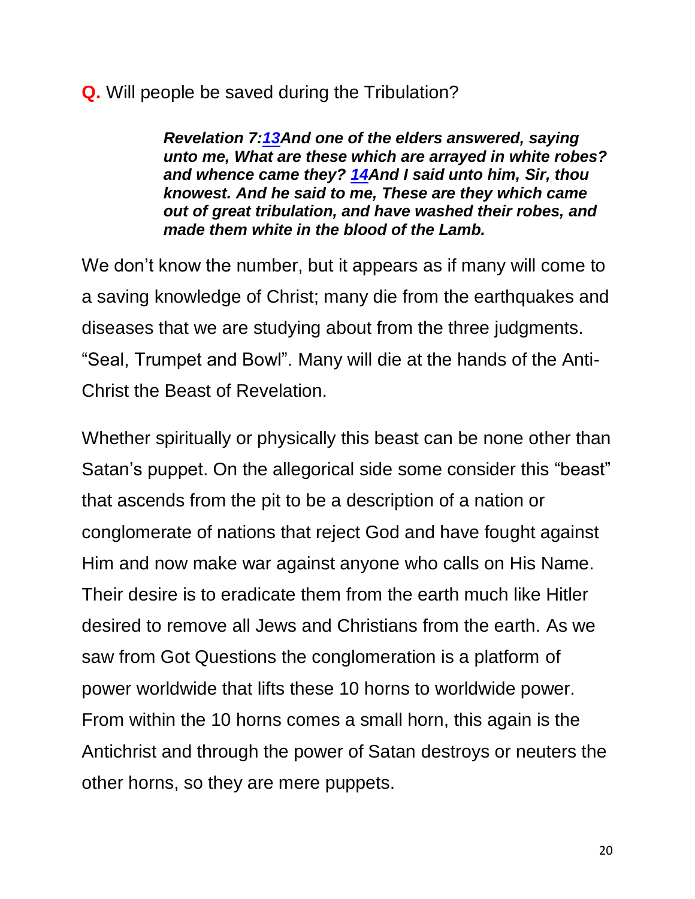**Q.** Will people be saved during the Tribulation?

> ***Revelation 7:13And one of the elders answered, saying unto me, What are these which are arrayed in white robes? and whence came they? 14And I said unto him, Sir, thou knowest. And he said to me, These are they which came out of great tribulation, and have washed their robes, and made them white in the blood of the Lamb.***

We don't know the number, but it appears as if many will come to a saving knowledge of Christ; many die from the earthquakes and diseases that we are studying about from the three judgments. "Seal, Trumpet and Bowl". Many will die at the hands of the Anti-Christ the Beast of Revelation.

Whether spiritually or physically this beast can be none other than Satan's puppet. On the allegorical side some consider this "beast" that ascends from the pit to be a description of a nation or conglomerate of nations that reject God and have fought against Him and now make war against anyone who calls on His Name. Their desire is to eradicate them from the earth much like Hitler desired to remove all Jews and Christians from the earth. As we saw from Got Questions the conglomeration is a platform of power worldwide that lifts these 10 horns to worldwide power. From within the 10 horns comes a small horn, this again is the Antichrist and through the power of Satan destroys or neuters the other horns, so they are mere puppets.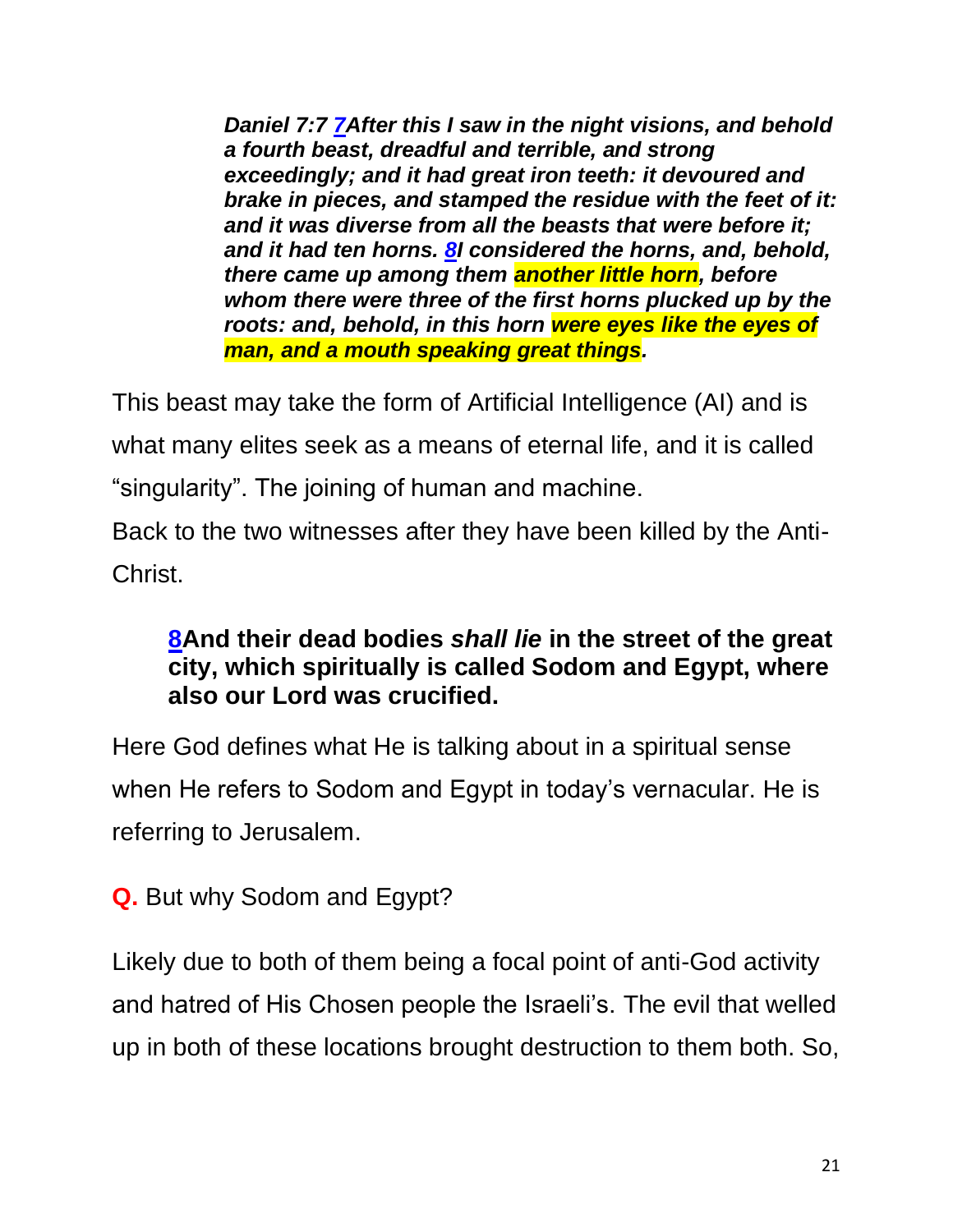> ***Daniel 7:7 7After this I saw in the night visions, and behold a fourth beast, dreadful and terrible, and strong exceedingly; and it had great iron teeth: it devoured and brake in pieces, and stamped the residue with the feet of it: and it was diverse from all the beasts that were before it; and it had ten horns. 8I considered the horns, and, behold, there came up among them another little horn, before whom there were three of the first horns plucked up by the roots: and, behold, in this horn were eyes like the eyes of man, and a mouth speaking great things.***

This beast may take the form of Artificial Intelligence (AI) and is what many elites seek as a means of eternal life, and it is called "singularity". The joining of human and machine.

Back to the two witnesses after they have been killed by the Anti-Christ.

> **8And their dead bodies *shall lie* in the street of the great city, which spiritually is called Sodom and Egypt, where also our Lord was crucified.**

Here God defines what He is talking about in a spiritual sense when He refers to Sodom and Egypt in today's vernacular. He is referring to Jerusalem.

**Q.** But why Sodom and Egypt?

Likely due to both of them being a focal point of anti-God activity and hatred of His Chosen people the Israeli's. The evil that welled up in both of these locations brought destruction to them both. So,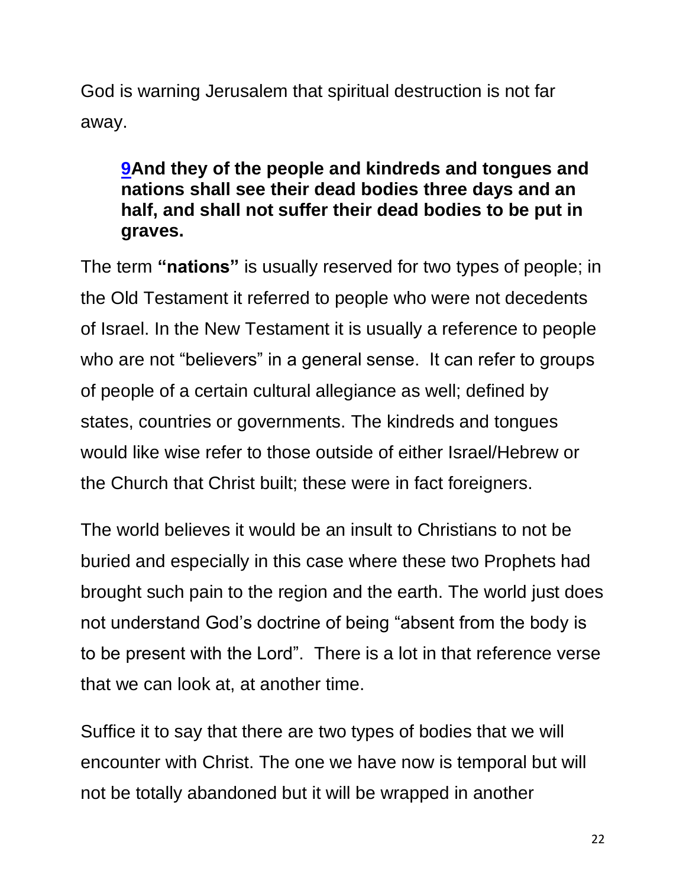God is warning Jerusalem that spiritual destruction is not far away.

> **[9](#)And they of the people and kindreds and tongues and nations shall see their dead bodies three days and an half, and shall not suffer their dead bodies to be put in graves.**

The term **"nations"** is usually reserved for two types of people; in the Old Testament it referred to people who were not decedents of Israel. In the New Testament it is usually a reference to people who are not "believers" in a general sense. It can refer to groups of people of a certain cultural allegiance as well; defined by states, countries or governments. The kindreds and tongues would like wise refer to those outside of either Israel/Hebrew or the Church that Christ built; these were in fact foreigners.

The world believes it would be an insult to Christians to not be buried and especially in this case where these two Prophets had brought such pain to the region and the earth. The world just does not understand God's doctrine of being "absent from the body is to be present with the Lord". There is a lot in that reference verse that we can look at, at another time.

Suffice it to say that there are two types of bodies that we will encounter with Christ. The one we have now is temporal but will not be totally abandoned but it will be wrapped in another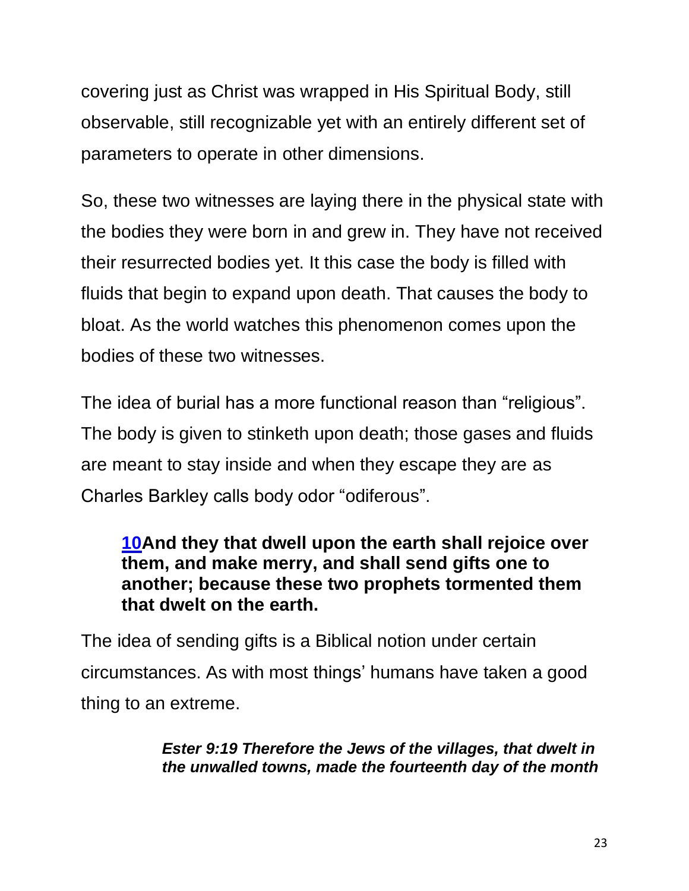covering just as Christ was wrapped in His Spiritual Body, still observable, still recognizable yet with an entirely different set of parameters to operate in other dimensions.

So, these two witnesses are laying there in the physical state with the bodies they were born in and grew in. They have not received their resurrected bodies yet. It this case the body is filled with fluids that begin to expand upon death. That causes the body to bloat. As the world watches this phenomenon comes upon the bodies of these two witnesses.

The idea of burial has a more functional reason than "religious". The body is given to stinketh upon death; those gases and fluids are meant to stay inside and when they escape they are as Charles Barkley calls body odor "odiferous".

> **10And they that dwell upon the earth shall rejoice over them, and make merry, and shall send gifts one to another; because these two prophets tormented them that dwelt on the earth.**

The idea of sending gifts is a Biblical notion under certain circumstances. As with most things' humans have taken a good thing to an extreme.

> ***Ester 9:19 Therefore the Jews of the villages, that dwelt in the unwalled towns, made the fourteenth day of the month***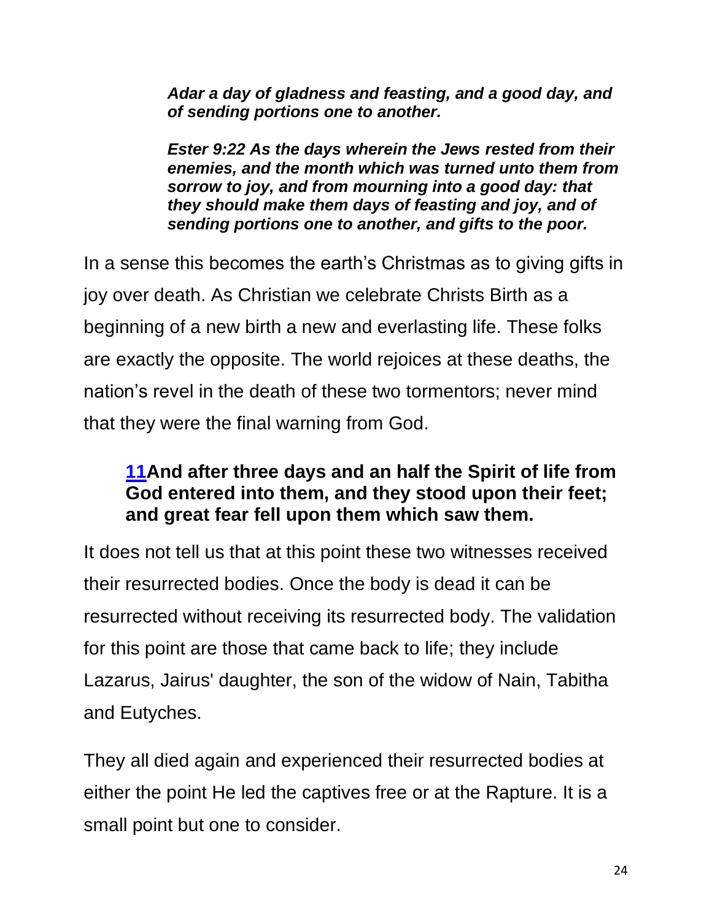***Adar a day of gladness and feasting, and a good day, and of sending portions one to another.***

***Ester 9:22 As the days wherein the Jews rested from their enemies, and the month which was turned unto them from sorrow to joy, and from mourning into a good day: that they should make them days of feasting and joy, and of sending portions one to another, and gifts to the poor.***

In a sense this becomes the earth's Christmas as to giving gifts in joy over death. As Christian we celebrate Christs Birth as a beginning of a new birth a new and everlasting life. These folks are exactly the opposite. The world rejoices at these deaths, the nation's revel in the death of these two tormentors; never mind that they were the final warning from God.

**11And after three days and an half the Spirit of life from God entered into them, and they stood upon their feet; and great fear fell upon them which saw them.**

It does not tell us that at this point these two witnesses received their resurrected bodies. Once the body is dead it can be resurrected without receiving its resurrected body. The validation for this point are those that came back to life; they include Lazarus, Jairus' daughter, the son of the widow of Nain, Tabitha and Eutyches.

They all died again and experienced their resurrected bodies at either the point He led the captives free or at the Rapture. It is a small point but one to consider.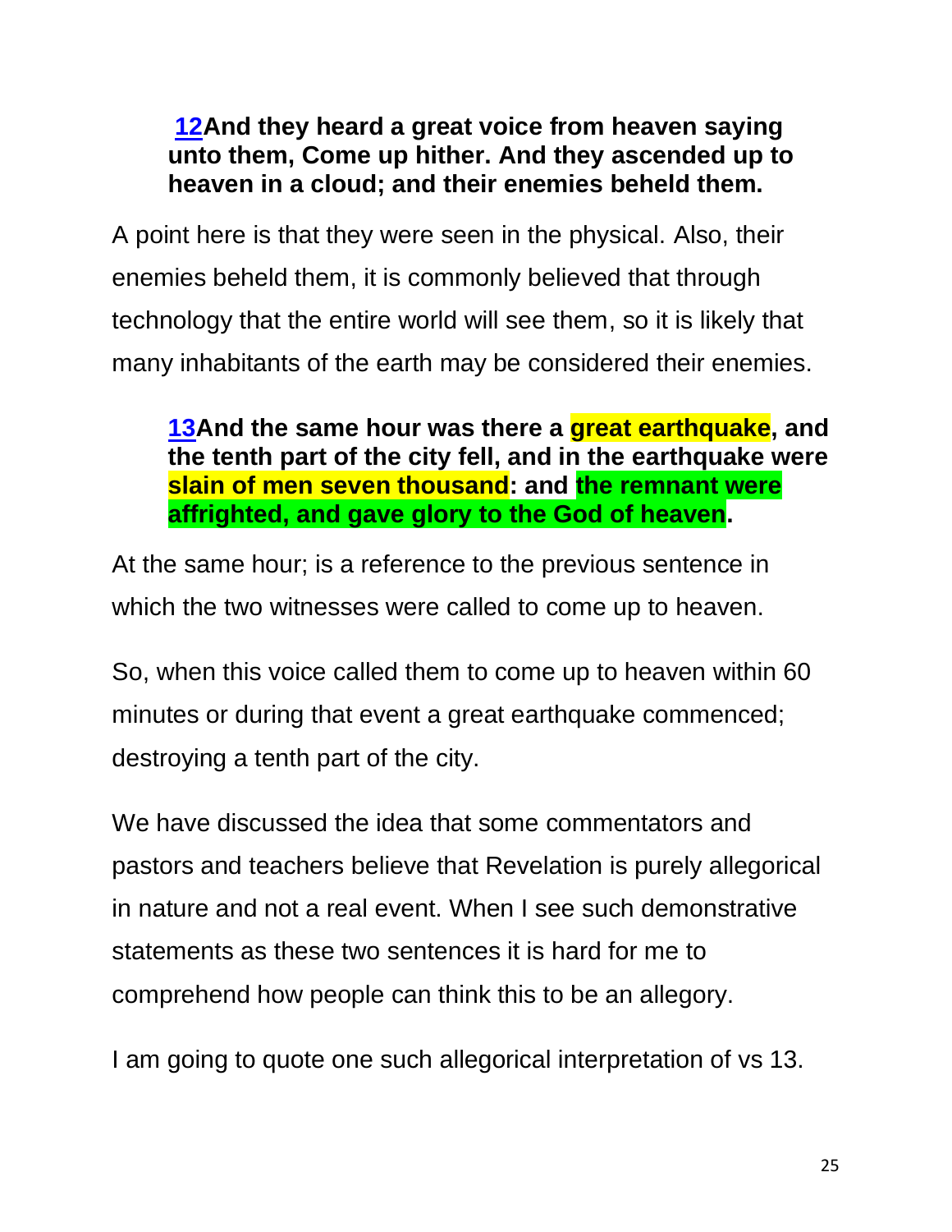**[12](#)And they heard a great voice from heaven saying unto them, Come up hither. And they ascended up to heaven in a cloud; and their enemies beheld them.**

A point here is that they were seen in the physical. Also, their enemies beheld them, it is commonly believed that through technology that the entire world will see them, so it is likely that many inhabitants of the earth may be considered their enemies.

**[13](#)And the same hour was there a great earthquake, and the tenth part of the city fell, and in the earthquake were slain of men seven thousand: and the remnant were affrighted, and gave glory to the God of heaven.**

At the same hour; is a reference to the previous sentence in which the two witnesses were called to come up to heaven.

So, when this voice called them to come up to heaven within 60 minutes or during that event a great earthquake commenced; destroying a tenth part of the city.

We have discussed the idea that some commentators and pastors and teachers believe that Revelation is purely allegorical in nature and not a real event. When I see such demonstrative statements as these two sentences it is hard for me to comprehend how people can think this to be an allegory.

I am going to quote one such allegorical interpretation of vs 13.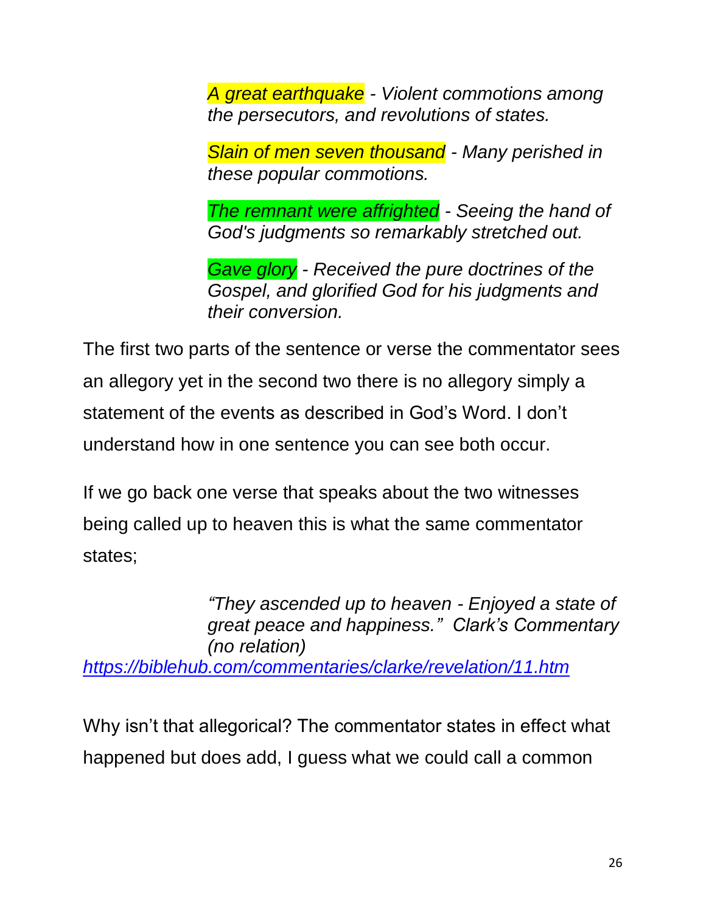> *A great earthquake - Violent commotions among the persecutors, and revolutions of states.*
>
> *Slain of men seven thousand - Many perished in these popular commotions.*
>
> *The remnant were affrighted - Seeing the hand of God's judgments so remarkably stretched out.*
>
> *Gave glory - Received the pure doctrines of the Gospel, and glorified God for his judgments and their conversion.*

The first two parts of the sentence or verse the commentator sees an allegory yet in the second two there is no allegory simply a statement of the events as described in God's Word. I don't understand how in one sentence you can see both occur.

If we go back one verse that speaks about the two witnesses being called up to heaven this is what the same commentator states;

> *"They ascended up to heaven - Enjoyed a state of great peace and happiness." Clark's Commentary (no relation)*

*https://biblehub.com/commentaries/clarke/revelation/11.htm*

Why isn't that allegorical? The commentator states in effect what happened but does add, I guess what we could call a common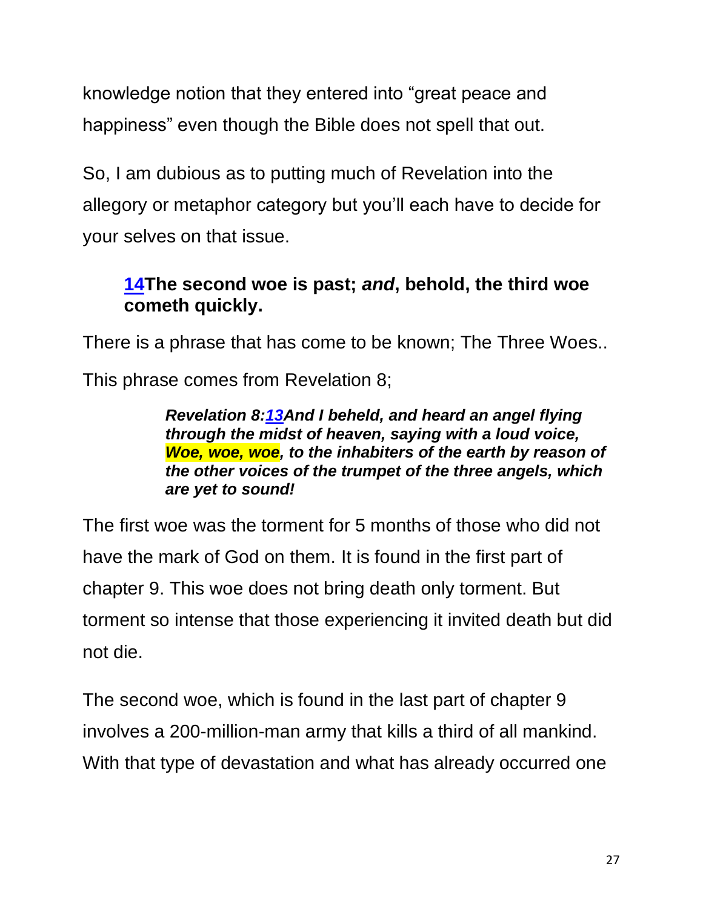knowledge notion that they entered into “great peace and happiness” even though the Bible does not spell that out.

So, I am dubious as to putting much of Revelation into the allegory or metaphor category but you’ll each have to decide for your selves on that issue.

> **14The second woe is past; *and*, behold, the third woe cometh quickly.**

There is a phrase that has come to be known; The Three Woes..

This phrase comes from Revelation 8;

> ***Revelation 8:13And I beheld, and heard an angel flying through the midst of heaven, saying with a loud voice, Woe, woe, woe, to the inhabiters of the earth by reason of the other voices of the trumpet of the three angels, which are yet to sound!***

The first woe was the torment for 5 months of those who did not have the mark of God on them. It is found in the first part of chapter 9. This woe does not bring death only torment. But torment so intense that those experiencing it invited death but did not die.

The second woe, which is found in the last part of chapter 9 involves a 200-million-man army that kills a third of all mankind. With that type of devastation and what has already occurred one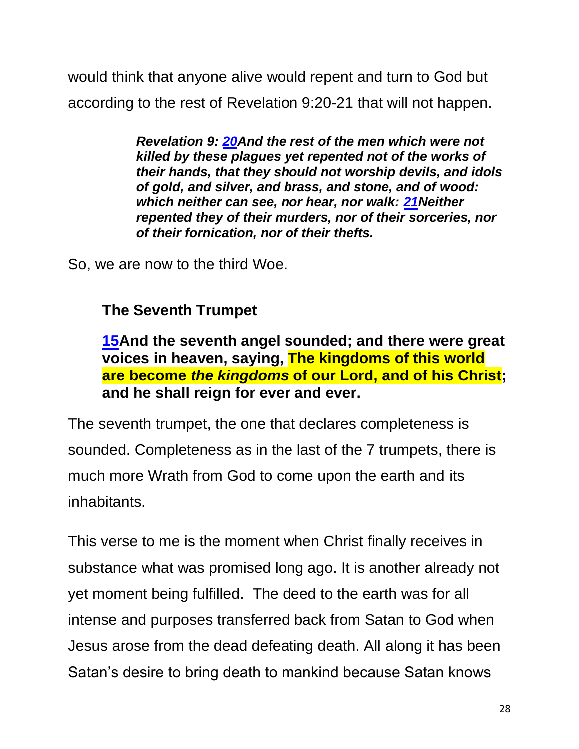would think that anyone alive would repent and turn to God but according to the rest of Revelation 9:20-21 that will not happen.

> ***Revelation 9: 20And the rest of the men which were not killed by these plagues yet repented not of the works of their hands, that they should not worship devils, and idols of gold, and silver, and brass, and stone, and of wood: which neither can see, nor hear, nor walk: 21Neither repented they of their murders, nor of their sorceries, nor of their fornication, nor of their thefts.***

So, we are now to the third Woe.

### The Seventh Trumpet

**15And the seventh angel sounded; and there were great voices in heaven, saying, The kingdoms of this world are become *the kingdoms* of our Lord, and of his Christ; and he shall reign for ever and ever.**

The seventh trumpet, the one that declares completeness is sounded. Completeness as in the last of the 7 trumpets, there is much more Wrath from God to come upon the earth and its inhabitants.

This verse to me is the moment when Christ finally receives in substance what was promised long ago. It is another already not yet moment being fulfilled. The deed to the earth was for all intense and purposes transferred back from Satan to God when Jesus arose from the dead defeating death. All along it has been Satan's desire to bring death to mankind because Satan knows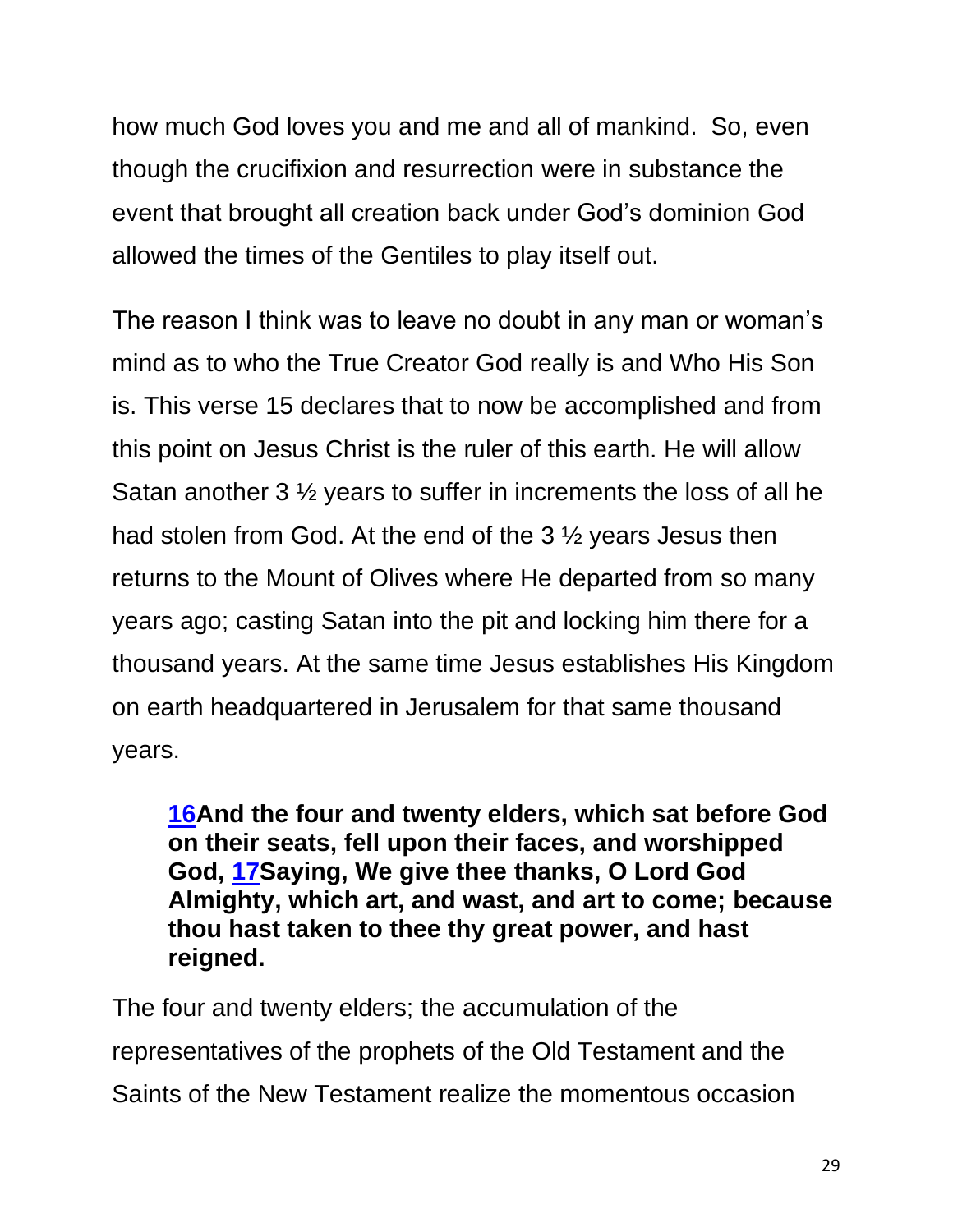how much God loves you and me and all of mankind. So, even though the crucifixion and resurrection were in substance the event that brought all creation back under God's dominion God allowed the times of the Gentiles to play itself out.

The reason I think was to leave no doubt in any man or woman's mind as to who the True Creator God really is and Who His Son is. This verse 15 declares that to now be accomplished and from this point on Jesus Christ is the ruler of this earth. He will allow Satan another 3 ½ years to suffer in increments the loss of all he had stolen from God. At the end of the 3 ½ years Jesus then returns to the Mount of Olives where He departed from so many years ago; casting Satan into the pit and locking him there for a thousand years. At the same time Jesus establishes His Kingdom on earth headquartered in Jerusalem for that same thousand years.

> **16And the four and twenty elders, which sat before God on their seats, fell upon their faces, and worshipped God, 17Saying, We give thee thanks, O Lord God Almighty, which art, and wast, and art to come; because thou hast taken to thee thy great power, and hast reigned.**

The four and twenty elders; the accumulation of the representatives of the prophets of the Old Testament and the Saints of the New Testament realize the momentous occasion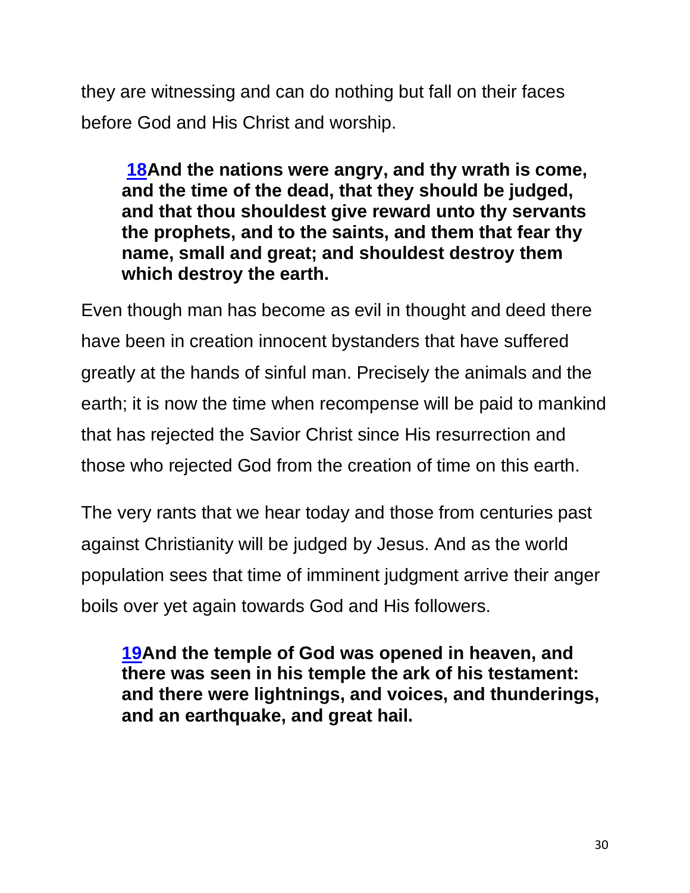they are witnessing and can do nothing but fall on their faces before God and His Christ and worship.

> **18And the nations were angry, and thy wrath is come, and the time of the dead, that they should be judged, and that thou shouldest give reward unto thy servants the prophets, and to the saints, and them that fear thy name, small and great; and shouldest destroy them which destroy the earth.**

Even though man has become as evil in thought and deed there have been in creation innocent bystanders that have suffered greatly at the hands of sinful man. Precisely the animals and the earth; it is now the time when recompense will be paid to mankind that has rejected the Savior Christ since His resurrection and those who rejected God from the creation of time on this earth.

The very rants that we hear today and those from centuries past against Christianity will be judged by Jesus. And as the world population sees that time of imminent judgment arrive their anger boils over yet again towards God and His followers.

> **19And the temple of God was opened in heaven, and there was seen in his temple the ark of his testament: and there were lightnings, and voices, and thunderings, and an earthquake, and great hail.**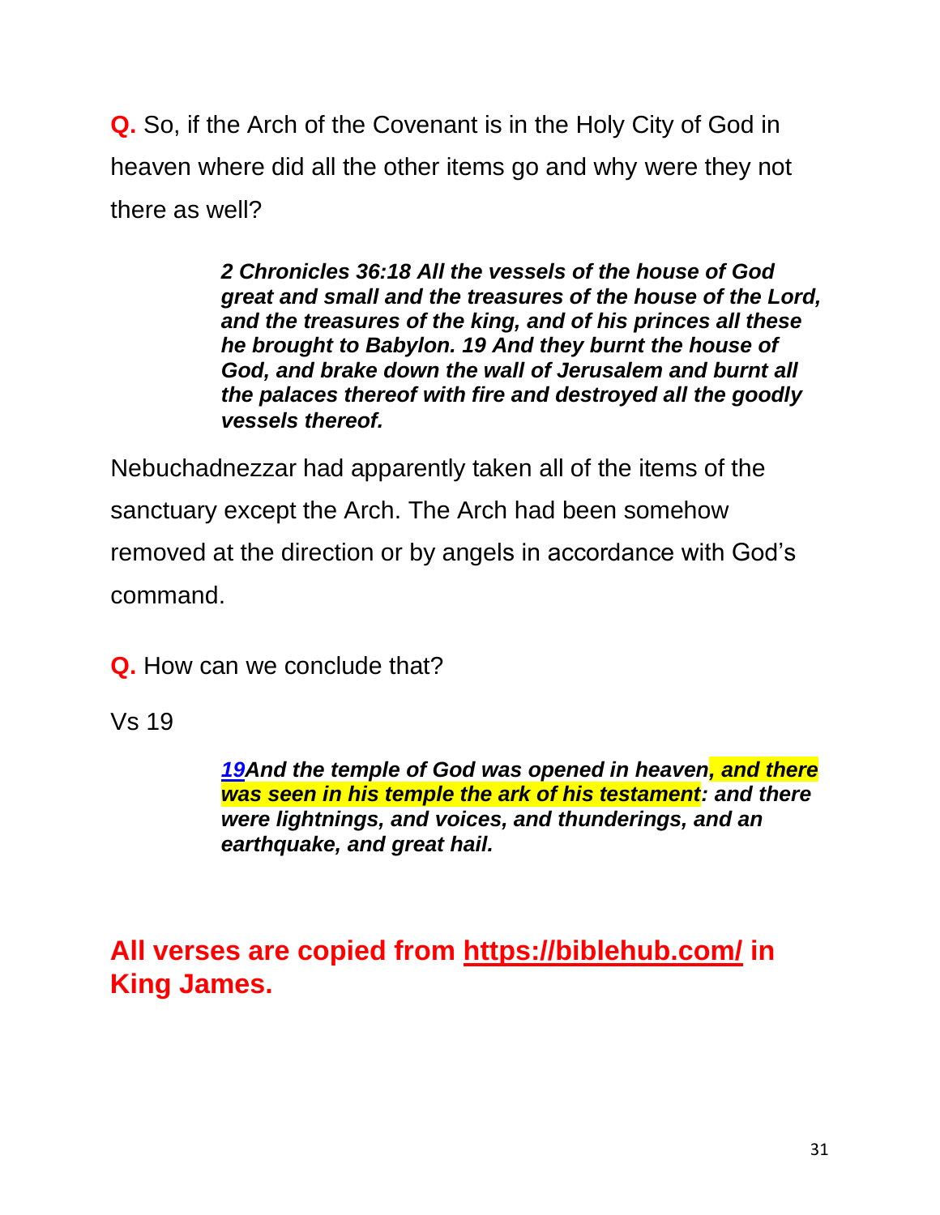**Q.** So, if the Arch of the Covenant is in the Holy City of God in heaven where did all the other items go and why were they not there as well?

> ***2 Chronicles 36:18 All the vessels of the house of God great and small and the treasures of the house of the Lord, and the treasures of the king, and of his princes all these he brought to Babylon. 19 And they burnt the house of God, and brake down the wall of Jerusalem and burnt all the palaces thereof with fire and destroyed all the goodly vessels thereof.***

Nebuchadnezzar had apparently taken all of the items of the sanctuary except the Arch. The Arch had been somehow removed at the direction or by angels in accordance with God's command.

**Q.** How can we conclude that?

Vs 19

> ***19And the temple of God was opened in heaven, and there was seen in his temple the ark of his testament: and there were lightnings, and voices, and thunderings, and an earthquake, and great hail.***

## All verses are copied from https://biblehub.com/ in King James.